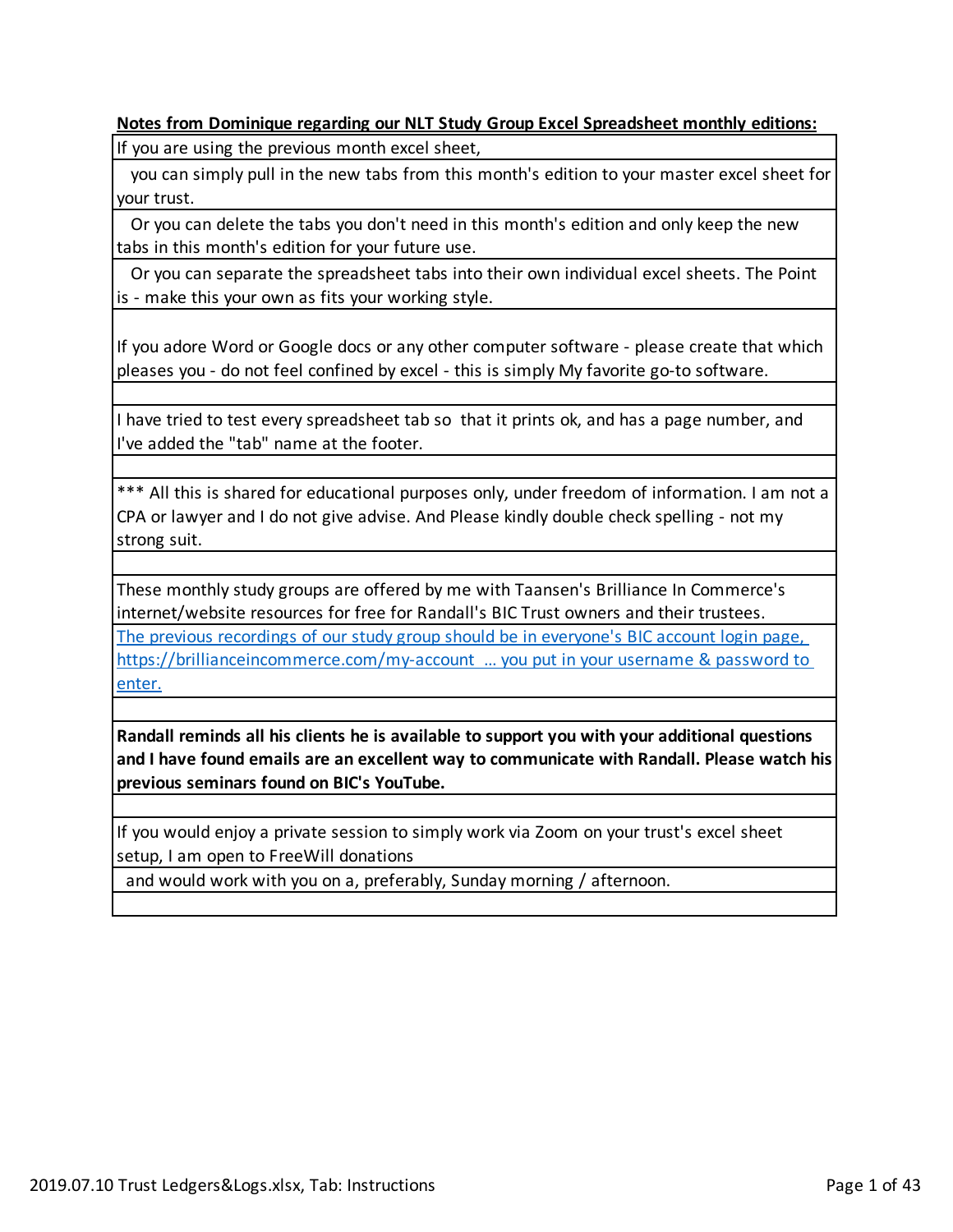**Notes from Dominique regarding our NLT Study Group Excel Spreadsheet monthly editions:**

If you are using the previous month excel sheet,

you can simply pull in the new tabs from this month's edition to your master excel sheet for your trust.

Or you can delete the tabs you don't need in this month's edition and only keep the new tabs in this month's edition for your future use.

Or you can separate the spreadsheet tabs into their own individual excel sheets. The Point is - make this your own as fits your working style.

If you adore Word or Google docs or any other computer software - please create that which pleases you - do not feel confined by excel - this is simply My favorite go-to software.

I have tried to test every spreadsheet tab so that it prints ok, and has a page number, and I've added the "tab" name at the footer.

*** All this is shared for educational purposes only, under freedom of information. I am not a CPA or lawyer and I do not give advise. And Please kindly double check spelling - not my strong suit.

These monthly study groups are offered by me with Taansen's Brilliance In Commerce's internet/website resources for free for Randall's BIC Trust owners and their trustees.

[The previous recordings of our study group should be in everyone's BIC account login page, https://brillianceincommerce.com/my-account ... you put in your username & password to enter.](https://brillianceincommerce.com/my-account)

**Randall reminds all his clients he is available to support you with your additional questions and I have found emails are an excellent way to communicate with Randall. Please watch his previous seminars found on BIC's YouTube.**

If you would enjoy a private session to simply work via Zoom on your trust's excel sheet setup, I am open to FreeWill donations

and would work with you on a, preferably, Sunday morning / afternoon.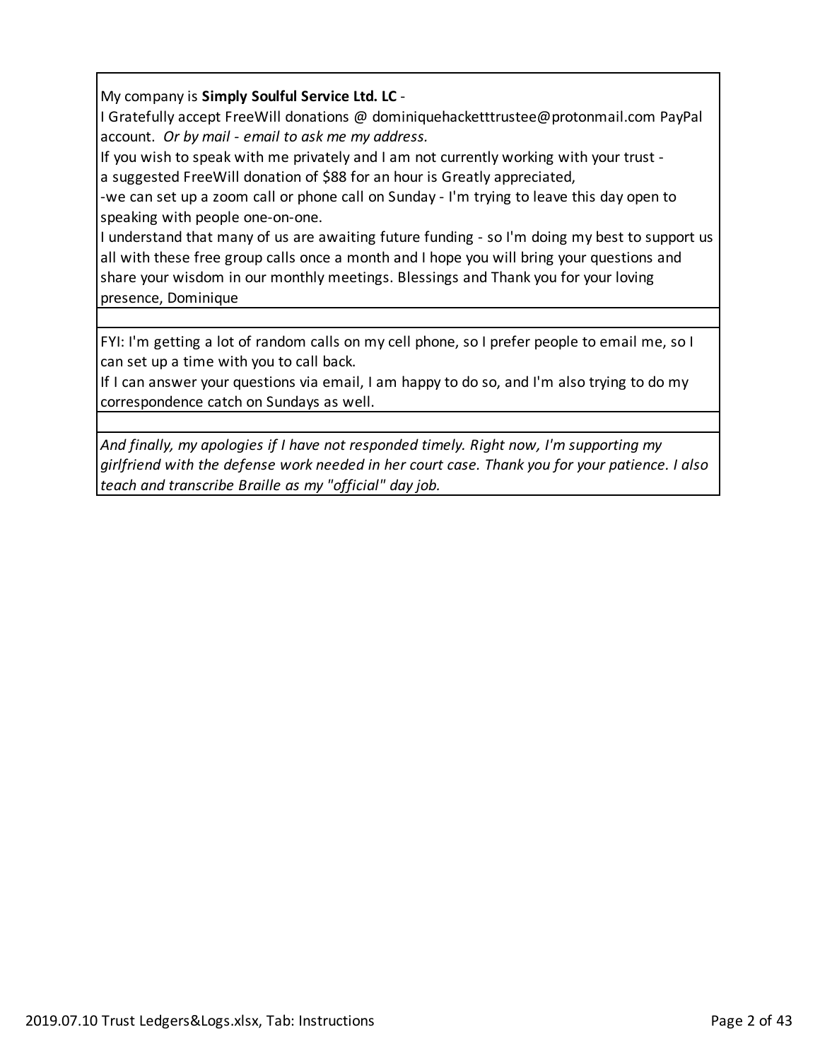My company is **Simply Soulful Service Ltd. LC** -
I Gratefully accept FreeWill donations @ dominiquehacketttrustee@protonmail.com PayPal account. *Or by mail - email to ask me my address.*
If you wish to speak with me privately and I am not currently working with your trust -
a suggested FreeWill donation of $88 for an hour is Greatly appreciated,
-we can set up a zoom call or phone call on Sunday - I'm trying to leave this day open to speaking with people one-on-one.
I understand that many of us are awaiting future funding - so I'm doing my best to support us all with these free group calls once a month and I hope you will bring your questions and share your wisdom in our monthly meetings. Blessings and Thank you for your loving presence, Dominique

FYI: I'm getting a lot of random calls on my cell phone, so I prefer people to email me, so I can set up a time with you to call back.
If I can answer your questions via email, I am happy to do so, and I'm also trying to do my correspondence catch on Sundays as well.

*And finally, my apologies if I have not responded timely. Right now, I'm supporting my girlfriend with the defense work needed in her court case. Thank you for your patience. I also teach and transcribe Braille as my "official" day job.*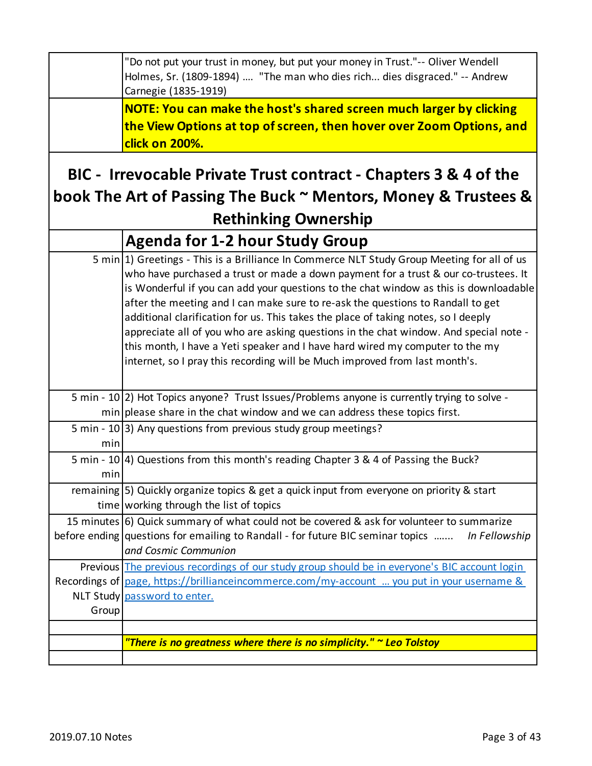| | |
|---|---|
| | "Do not put your trust in money, but put your money in Trust."-- Oliver Wendell Holmes, Sr. (1809-1894) .... "The man who dies rich... dies disgraced." -- Andrew Carnegie (1835-1919) |
| | **NOTE: You can make the host's shared screen much larger by clicking the View Options at top of screen, then hover over Zoom Options, and click on 200%.** |

## BIC - Irrevocable Private Trust contract - Chapters 3 & 4 of the book The Art of Passing The Buck ~ Mentors, Money & Trustees & Rethinking Ownership

| | **Agenda for 1-2 hour Study Group** |
|---|---|
| 5 min | 1) Greetings - This is a Brilliance In Commerce NLT Study Group Meeting for all of us who have purchased a trust or made a down payment for a trust & our co-trustees. It is Wonderful if you can add your questions to the chat window as this is downloadable after the meeting and I can make sure to re-ask the questions to Randall to get additional clarification for us. This takes the place of taking notes, so I deeply appreciate all of you who are asking questions in the chat window. And special note - this month, I have a Yeti speaker and I have hard wired my computer to the my internet, so I pray this recording will be Much improved from last month's. |
| 5 min - 10 min | 2) Hot Topics anyone? Trust Issues/Problems anyone is currently trying to solve - please share in the chat window and we can address these topics first. |
| 5 min - 10 min | 3) Any questions from previous study group meetings? |
| 5 min - 10 min | 4) Questions from this month's reading Chapter 3 & 4 of Passing the Buck? |
| remaining time | 5) Quickly organize topics & get a quick input from everyone on priority & start working through the list of topics |
| 15 minutes before ending | 6) Quick summary of what could not be covered & ask for volunteer to summarize questions for emailing to Randall - for future BIC seminar topics ....... *In Fellowship and Cosmic Communion* |
| Previous Recordings of NLT Study Group | [The previous recordings of our study group should be in everyone's BIC account login page, https://brillianceincommerce.com/my-account ... you put in your username & password to enter.](https://brillianceincommerce.com/my-account) |
| | |
| | ***"There is no greatness where there is no simplicity." ~ Leo Tolstoy*** |
| | |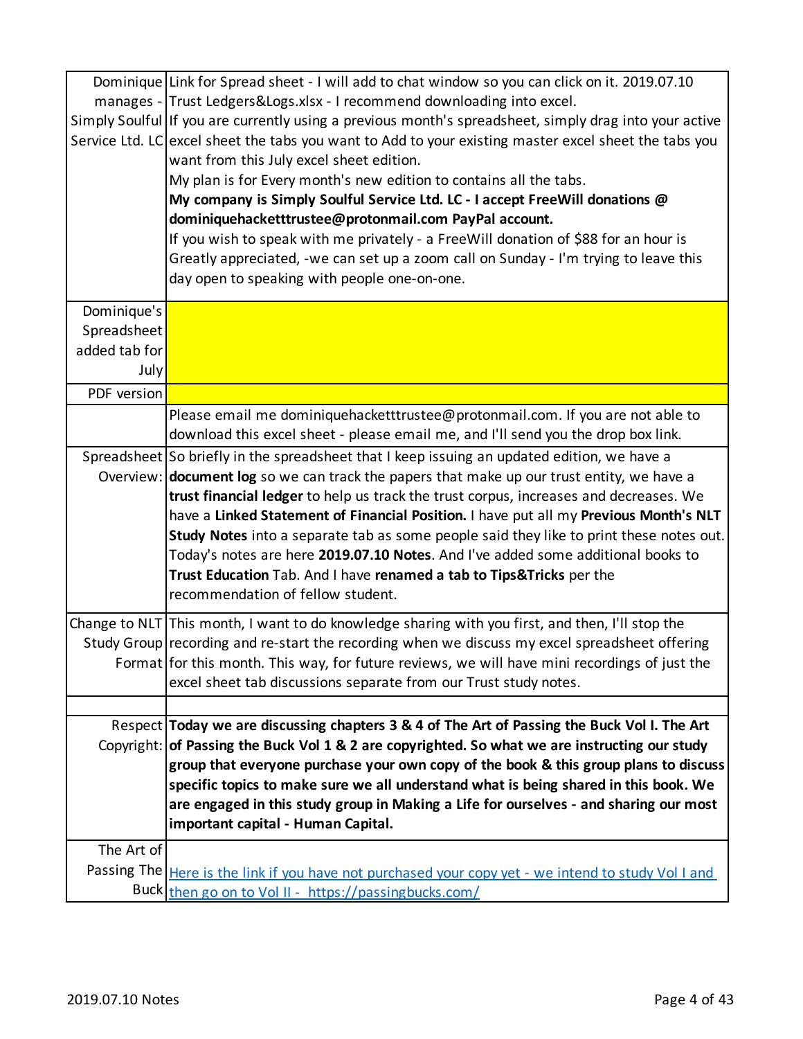| | |
|---|---|
| Dominique manages - Simply Soulful Service Ltd. LC | Link for Spread sheet - I will add to chat window so you can click on it. 2019.07.10 Trust Ledgers&Logs.xlsx - I recommend downloading into excel.<br>If you are currently using a previous month's spreadsheet, simply drag into your active excel sheet the tabs you want to Add to your existing master excel sheet the tabs you want from this July excel sheet edition.<br>My plan is for Every month's new edition to contains all the tabs.<br>**My company is Simply Soulful Service Ltd. LC - I accept FreeWill donations @ dominiquehacketttrustee@protonmail.com PayPal account.**<br>If you wish to speak with me privately - a FreeWill donation of $88 for an hour is Greatly appreciated, -we can set up a zoom call on Sunday - I'm trying to leave this day open to speaking with people one-on-one. |
| Dominique's Spreadsheet added tab for July | |
| PDF version | |
| | Please email me dominiquehacketttrustee@protonmail.com. If you are not able to download this excel sheet - please email me, and I'll send you the drop box link. |
| Spreadsheet Overview: | So briefly in the spreadsheet that I keep issuing an updated edition, we have a **document log** so we can track the papers that make up our trust entity, we have a **trust financial ledger** to help us track the trust corpus, increases and decreases. We have a **Linked Statement of Financial Position.** I have put all my **Previous Month's NLT Study Notes** into a separate tab as some people said they like to print these notes out. Today's notes are here **2019.07.10 Notes**. And I've added some additional books to **Trust Education** Tab. And I have **renamed a tab to Tips&Tricks** per the recommendation of fellow student. |
| Change to NLT Study Group Format | This month, I want to do knowledge sharing with you first, and then, I'll stop the recording and re-start the recording when we discuss my excel spreadsheet offering for this month. This way, for future reviews, we will have mini recordings of just the excel sheet tab discussions separate from our Trust study notes. |
| | |
| Respect Copyright: | **Today we are discussing chapters 3 & 4 of The Art of Passing the Buck Vol I. The Art of Passing the Buck Vol 1 & 2 are copyrighted. So what we are instructing our study group that everyone purchase your own copy of the book & this group plans to discuss specific topics to make sure we all understand what is being shared in this book. We are engaged in this study group in Making a Life for ourselves - and sharing our most important capital - Human Capital.** |
| The Art of Passing The Buck | [Here is the link if you have not purchased your copy yet - we intend to study Vol I and then go on to Vol II - https://passingbucks.com/](https://passingbucks.com/) |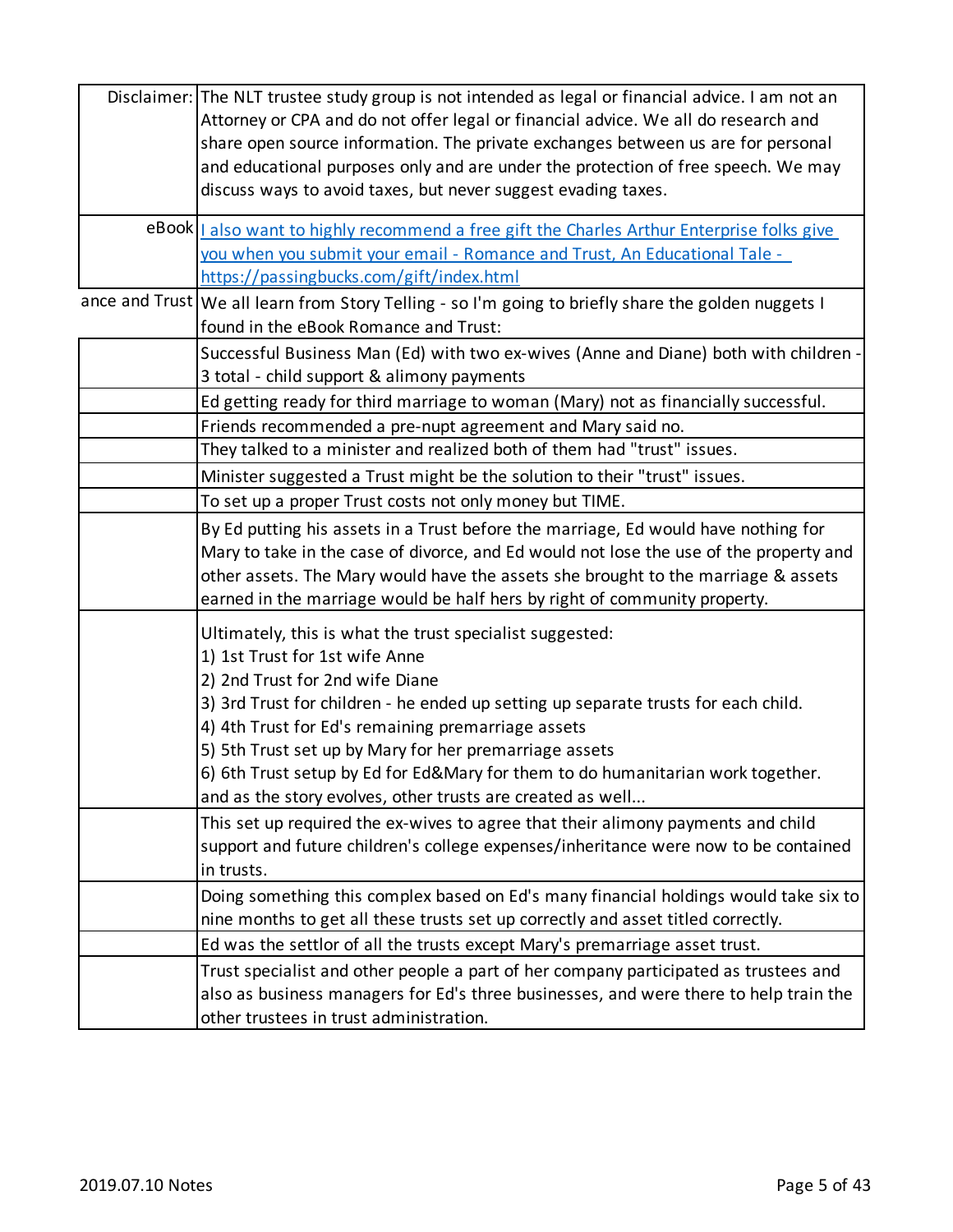| | |
|---|---|
| Disclaimer: | The NLT trustee study group is not intended as legal or financial advice. I am not an Attorney or CPA and do not offer legal or financial advice. We all do research and share open source information. The private exchanges between us are for personal and educational purposes only and are under the protection of free speech. We may discuss ways to avoid taxes, but never suggest evading taxes. |
| eBook | [I also want to highly recommend a free gift the Charles Arthur Enterprise folks give you when you submit your email - Romance and Trust, An Educational Tale - https://passingbucks.com/gift/index.html](https://passingbucks.com/gift/index.html) |
| ance and Trust | We all learn from Story Telling - so I'm going to briefly share the golden nuggets I found in the eBook Romance and Trust: |
| | Successful Business Man (Ed) with two ex-wives (Anne and Diane) both with children - 3 total - child support & alimony payments |
| | Ed getting ready for third marriage to woman (Mary) not as financially successful. |
| | Friends recommended a pre-nupt agreement and Mary said no. |
| | They talked to a minister and realized both of them had "trust" issues. |
| | Minister suggested a Trust might be the solution to their "trust" issues. |
| | To set up a proper Trust costs not only money but TIME. |
| | By Ed putting his assets in a Trust before the marriage, Ed would have nothing for Mary to take in the case of divorce, and Ed would not lose the use of the property and other assets. The Mary would have the assets she brought to the marriage & assets earned in the marriage would be half hers by right of community property. |
| | Ultimately, this is what the trust specialist suggested:<br>1) 1st Trust for 1st wife Anne<br>2) 2nd Trust for 2nd wife Diane<br>3) 3rd Trust for children - he ended up setting up separate trusts for each child.<br>4) 4th Trust for Ed's remaining premarriage assets<br>5) 5th Trust set up by Mary for her premarriage assets<br>6) 6th Trust setup by Ed for Ed&Mary for them to do humanitarian work together.<br>and as the story evolves, other trusts are created as well... |
| | This set up required the ex-wives to agree that their alimony payments and child support and future children's college expenses/inheritance were now to be contained in trusts. |
| | Doing something this complex based on Ed's many financial holdings would take six to nine months to get all these trusts set up correctly and asset titled correctly. |
| | Ed was the settlor of all the trusts except Mary's premarriage asset trust. |
| | Trust specialist and other people a part of her company participated as trustees and also as business managers for Ed's three businesses, and were there to help train the other trustees in trust administration. |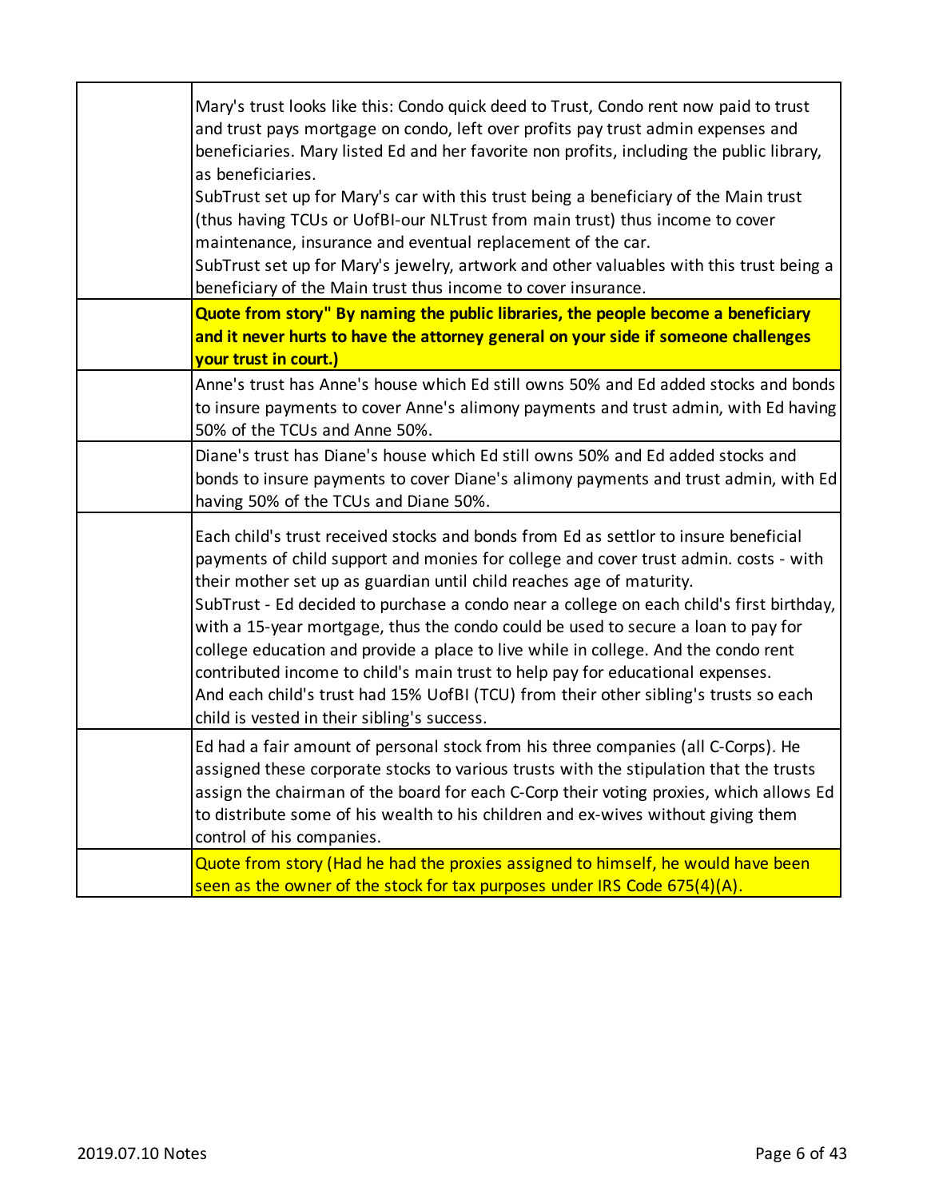| | |
|---|---|
| | Mary's trust looks like this: Condo quick deed to Trust, Condo rent now paid to trust and trust pays mortgage on condo, left over profits pay trust admin expenses and beneficiaries. Mary listed Ed and her favorite non profits, including the public library, as beneficiaries.<br>SubTrust set up for Mary's car with this trust being a beneficiary of the Main trust (thus having TCUs or UofBI-our NLTrust from main trust) thus income to cover maintenance, insurance and eventual replacement of the car.<br>SubTrust set up for Mary's jewelry, artwork and other valuables with this trust being a beneficiary of the Main trust thus income to cover insurance. |
| | **Quote from story" By naming the public libraries, the people become a beneficiary and it never hurts to have the attorney general on your side if someone challenges your trust in court.)** |
| | Anne's trust has Anne's house which Ed still owns 50% and Ed added stocks and bonds to insure payments to cover Anne's alimony payments and trust admin, with Ed having 50% of the TCUs and Anne 50%. |
| | Diane's trust has Diane's house which Ed still owns 50% and Ed added stocks and bonds to insure payments to cover Diane's alimony payments and trust admin, with Ed having 50% of the TCUs and Diane 50%. |
| | Each child's trust received stocks and bonds from Ed as settlor to insure beneficial payments of child support and monies for college and cover trust admin. costs - with their mother set up as guardian until child reaches age of maturity.<br>SubTrust - Ed decided to purchase a condo near a college on each child's first birthday, with a 15-year mortgage, thus the condo could be used to secure a loan to pay for college education and provide a place to live while in college. And the condo rent contributed income to child's main trust to help pay for educational expenses.<br>And each child's trust had 15% UofBI (TCU) from their other sibling's trusts so each child is vested in their sibling's success. |
| | Ed had a fair amount of personal stock from his three companies (all C-Corps). He assigned these corporate stocks to various trusts with the stipulation that the trusts assign the chairman of the board for each C-Corp their voting proxies, which allows Ed to distribute some of his wealth to his children and ex-wives without giving them control of his companies. |
| | Quote from story (Had he had the proxies assigned to himself, he would have been seen as the owner of the stock for tax purposes under IRS Code 675(4)(A). |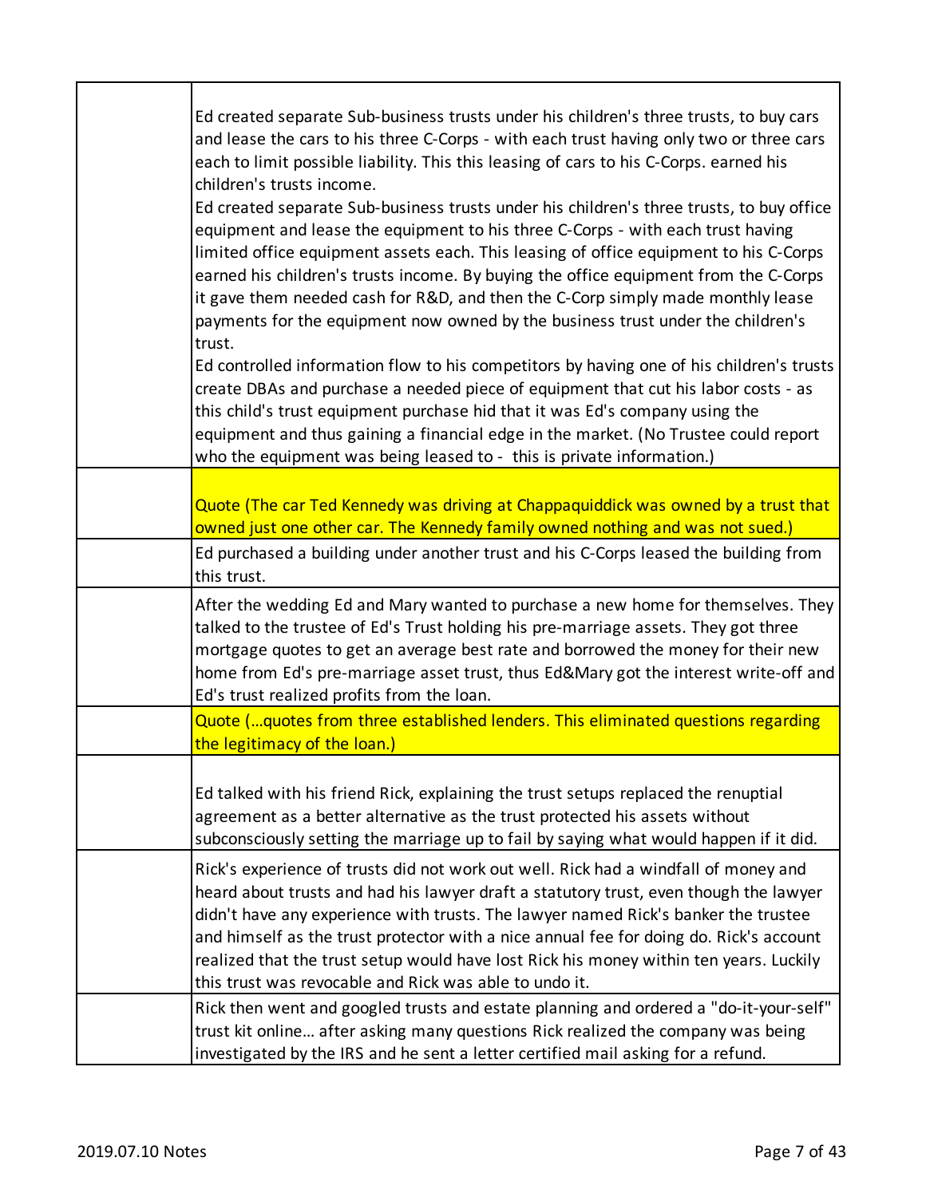| | |
|---|---|
| | Ed created separate Sub-business trusts under his children's three trusts, to buy cars and lease the cars to his three C-Corps - with each trust having only two or three cars each to limit possible liability. This this leasing of cars to his C-Corps. earned his children's trusts income.<br>Ed created separate Sub-business trusts under his children's three trusts, to buy office equipment and lease the equipment to his three C-Corps - with each trust having limited office equipment assets each. This leasing of office equipment to his C-Corps earned his children's trusts income. By buying the office equipment from the C-Corps it gave them needed cash for R&D, and then the C-Corp simply made monthly lease payments for the equipment now owned by the business trust under the children's trust.<br>Ed controlled information flow to his competitors by having one of his children's trusts create DBAs and purchase a needed piece of equipment that cut his labor costs - as this child's trust equipment purchase hid that it was Ed's company using the equipment and thus gaining a financial edge in the market. (No Trustee could report who the equipment was being leased to - this is private information.) |
| | Quote (The car Ted Kennedy was driving at Chappaquiddick was owned by a trust that owned just one other car. The Kennedy family owned nothing and was not sued.) |
| | Ed purchased a building under another trust and his C-Corps leased the building from this trust. |
| | After the wedding Ed and Mary wanted to purchase a new home for themselves. They talked to the trustee of Ed's Trust holding his pre-marriage assets. They got three mortgage quotes to get an average best rate and borrowed the money for their new home from Ed's pre-marriage asset trust, thus Ed&Mary got the interest write-off and Ed's trust realized profits from the loan. |
| | Quote (…quotes from three established lenders. This eliminated questions regarding the legitimacy of the loan.) |
| | Ed talked with his friend Rick, explaining the trust setups replaced the renuptial agreement as a better alternative as the trust protected his assets without subconsciously setting the marriage up to fail by saying what would happen if it did. |
| | Rick's experience of trusts did not work out well. Rick had a windfall of money and heard about trusts and had his lawyer draft a statutory trust, even though the lawyer didn't have any experience with trusts. The lawyer named Rick's banker the trustee and himself as the trust protector with a nice annual fee for doing do. Rick's account realized that the trust setup would have lost Rick his money within ten years. Luckily this trust was revocable and Rick was able to undo it. |
| | Rick then went and googled trusts and estate planning and ordered a "do-it-your-self" trust kit online… after asking many questions Rick realized the company was being investigated by the IRS and he sent a letter certified mail asking for a refund. |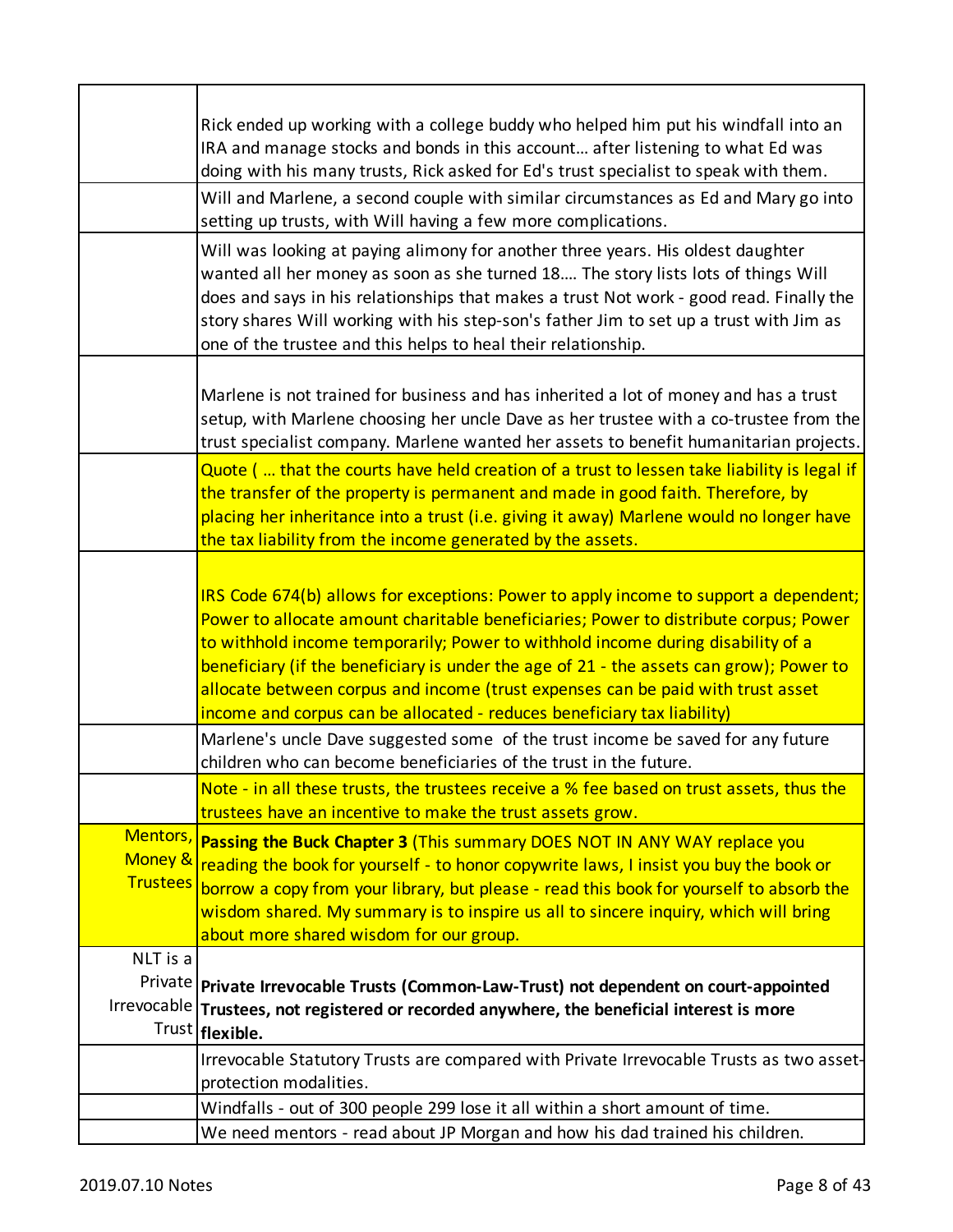| | |
|---|---|
| | Rick ended up working with a college buddy who helped him put his windfall into an IRA and manage stocks and bonds in this account… after listening to what Ed was doing with his many trusts, Rick asked for Ed's trust specialist to speak with them. |
| | Will and Marlene, a second couple with similar circumstances as Ed and Mary go into setting up trusts, with Will having a few more complications. |
| | Will was looking at paying alimony for another three years. His oldest daughter wanted all her money as soon as she turned 18…. The story lists lots of things Will does and says in his relationships that makes a trust Not work - good read. Finally the story shares Will working with his step-son's father Jim to set up a trust with Jim as one of the trustee and this helps to heal their relationship. |
| | Marlene is not trained for business and has inherited a lot of money and has a trust setup, with Marlene choosing her uncle Dave as her trustee with a co-trustee from the trust specialist company. Marlene wanted her assets to benefit humanitarian projects. |
| | Quote ( … that the courts have held creation of a trust to lessen take liability is legal if the transfer of the property is permanent and made in good faith. Therefore, by placing her inheritance into a trust (i.e. giving it away) Marlene would no longer have the tax liability from the income generated by the assets. |
| | IRS Code 674(b) allows for exceptions: Power to apply income to support a dependent; Power to allocate amount charitable beneficiaries; Power to distribute corpus; Power to withhold income temporarily; Power to withhold income during disability of a beneficiary (if the beneficiary is under the age of 21 - the assets can grow); Power to allocate between corpus and income (trust expenses can be paid with trust asset income and corpus can be allocated - reduces beneficiary tax liability) |
| | Marlene's uncle Dave suggested some of the trust income be saved for any future children who can become beneficiaries of the trust in the future. |
| | Note - in all these trusts, the trustees receive a % fee based on trust assets, thus the trustees have an incentive to make the trust assets grow. |
| Mentors, Money & Trustees | **Passing the Buck Chapter 3** (This summary DOES NOT IN ANY WAY replace you reading the book for yourself - to honor copywrite laws, I insist you buy the book or borrow a copy from your library, but please - read this book for yourself to absorb the wisdom shared. My summary is to inspire us all to sincere inquiry, which will bring about more shared wisdom for our group. |
| NLT is a Private Irrevocable Trust | **Private Irrevocable Trusts (Common-Law-Trust) not dependent on court-appointed Trustees, not registered or recorded anywhere, the beneficial interest is more flexible.** |
| | Irrevocable Statutory Trusts are compared with Private Irrevocable Trusts as two asset-protection modalities. |
| | Windfalls - out of 300 people 299 lose it all within a short amount of time. |
| | We need mentors - read about JP Morgan and how his dad trained his children. |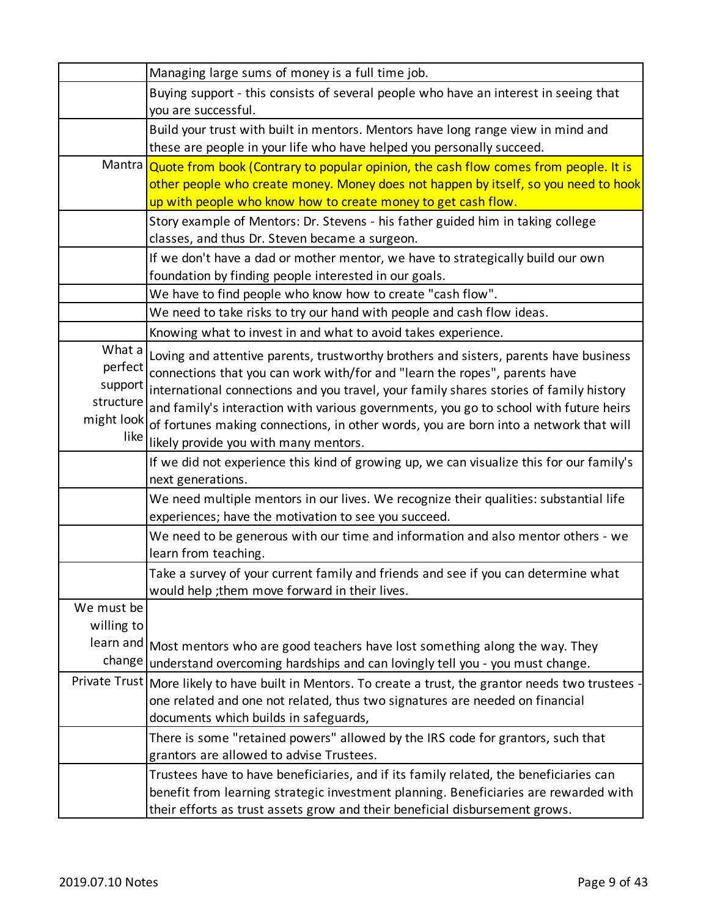| | |
|---|---|
| | Managing large sums of money is a full time job. |
| | Buying support - this consists of several people who have an interest in seeing that you are successful. |
| | Build your trust with built in mentors. Mentors have long range view in mind and these are people in your life who have helped you personally succeed. |
| Mantra | Quote from book (Contrary to popular opinion, the cash flow comes from people. It is other people who create money. Money does not happen by itself, so you need to hook up with people who know how to create money to get cash flow. |
| | Story example of Mentors: Dr. Stevens - his father guided him in taking college classes, and thus Dr. Steven became a surgeon. |
| | If we don't have a dad or mother mentor, we have to strategically build our own foundation by finding people interested in our goals. |
| | We have to find people who know how to create "cash flow". |
| | We need to take risks to try our hand with people and cash flow ideas. |
| | Knowing what to invest in and what to avoid takes experience. |
| What a perfect support structure might look like | Loving and attentive parents, trustworthy brothers and sisters, parents have business connections that you can work with/for and "learn the ropes", parents have international connections and you travel, your family shares stories of family history and family's interaction with various governments, you go to school with future heirs of fortunes making connections, in other words, you are born into a network that will likely provide you with many mentors. |
| | If we did not experience this kind of growing up, we can visualize this for our family's next generations. |
| | We need multiple mentors in our lives. We recognize their qualities: substantial life experiences; have the motivation to see you succeed. |
| | We need to be generous with our time and information and also mentor others - we learn from teaching. |
| | Take a survey of your current family and friends and see if you can determine what would help ;them move forward in their lives. |
| We must be willing to learn and change | Most mentors who are good teachers have lost something along the way. They understand overcoming hardships and can lovingly tell you - you must change. |
| Private Trust | More likely to have built in Mentors. To create a trust, the grantor needs two trustees - one related and one not related, thus two signatures are needed on financial documents which builds in safeguards, |
| | There is some "retained powers" allowed by the IRS code for grantors, such that grantors are allowed to advise Trustees. |
| | Trustees have to have beneficiaries, and if its family related, the beneficiaries can benefit from learning strategic investment planning. Beneficiaries are rewarded with their efforts as trust assets grow and their beneficial disbursement grows. |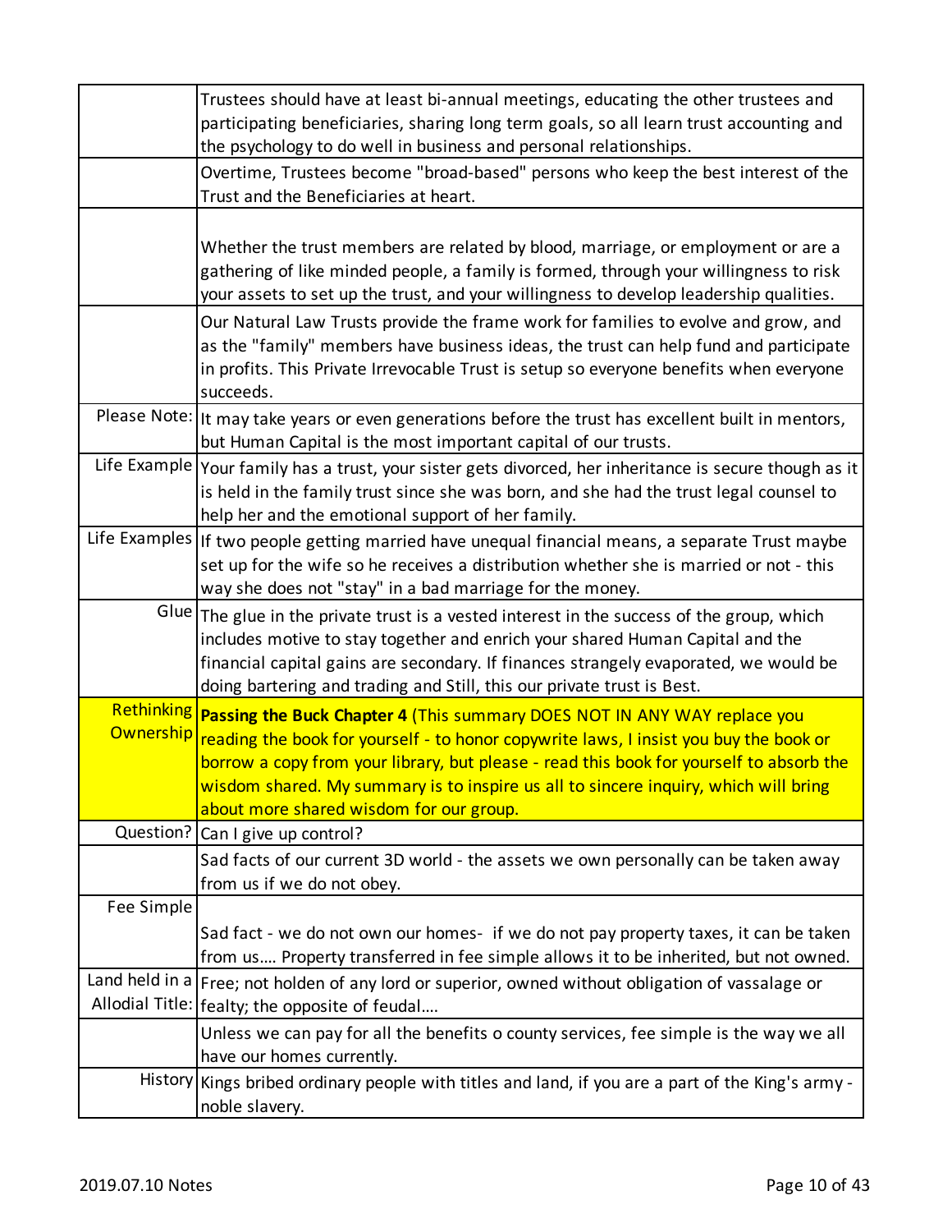| | |
|---|---|
| | Trustees should have at least bi-annual meetings, educating the other trustees and participating beneficiaries, sharing long term goals, so all learn trust accounting and the psychology to do well in business and personal relationships. |
| | Overtime, Trustees become "broad-based" persons who keep the best interest of the Trust and the Beneficiaries at heart. |
| | Whether the trust members are related by blood, marriage, or employment or are a gathering of like minded people, a family is formed, through your willingness to risk your assets to set up the trust, and your willingness to develop leadership qualities. |
| | Our Natural Law Trusts provide the frame work for families to evolve and grow, and as the "family" members have business ideas, the trust can help fund and participate in profits. This Private Irrevocable Trust is setup so everyone benefits when everyone succeeds. |
| Please Note: | It may take years or even generations before the trust has excellent built in mentors, but Human Capital is the most important capital of our trusts. |
| Life Example | Your family has a trust, your sister gets divorced, her inheritance is secure though as it is held in the family trust since she was born, and she had the trust legal counsel to help her and the emotional support of her family. |
| Life Examples | If two people getting married have unequal financial means, a separate Trust maybe set up for the wife so he receives a distribution whether she is married or not - this way she does not "stay" in a bad marriage for the money. |
| Glue | The glue in the private trust is a vested interest in the success of the group, which includes motive to stay together and enrich your shared Human Capital and the financial capital gains are secondary. If finances strangely evaporated, we would be doing bartering and trading and Still, this our private trust is Best. |
| Rethinking Ownership | **Passing the Buck Chapter 4** (This summary DOES NOT IN ANY WAY replace you reading the book for yourself - to honor copywrite laws, I insist you buy the book or borrow a copy from your library, but please - read this book for yourself to absorb the wisdom shared. My summary is to inspire us all to sincere inquiry, which will bring about more shared wisdom for our group. |
| Question? | Can I give up control? |
| | Sad facts of our current 3D world - the assets we own personally can be taken away from us if we do not obey. |
| Fee Simple | Sad fact - we do not own our homes- if we do not pay property taxes, it can be taken from us.... Property transferred in fee simple allows it to be inherited, but not owned. |
| Land held in a Allodial Title: | Free; not holden of any lord or superior, owned without obligation of vassalage or fealty; the opposite of feudal.... |
| | Unless we can pay for all the benefits o county services, fee simple is the way we all have our homes currently. |
| History | Kings bribed ordinary people with titles and land, if you are a part of the King's army - noble slavery. |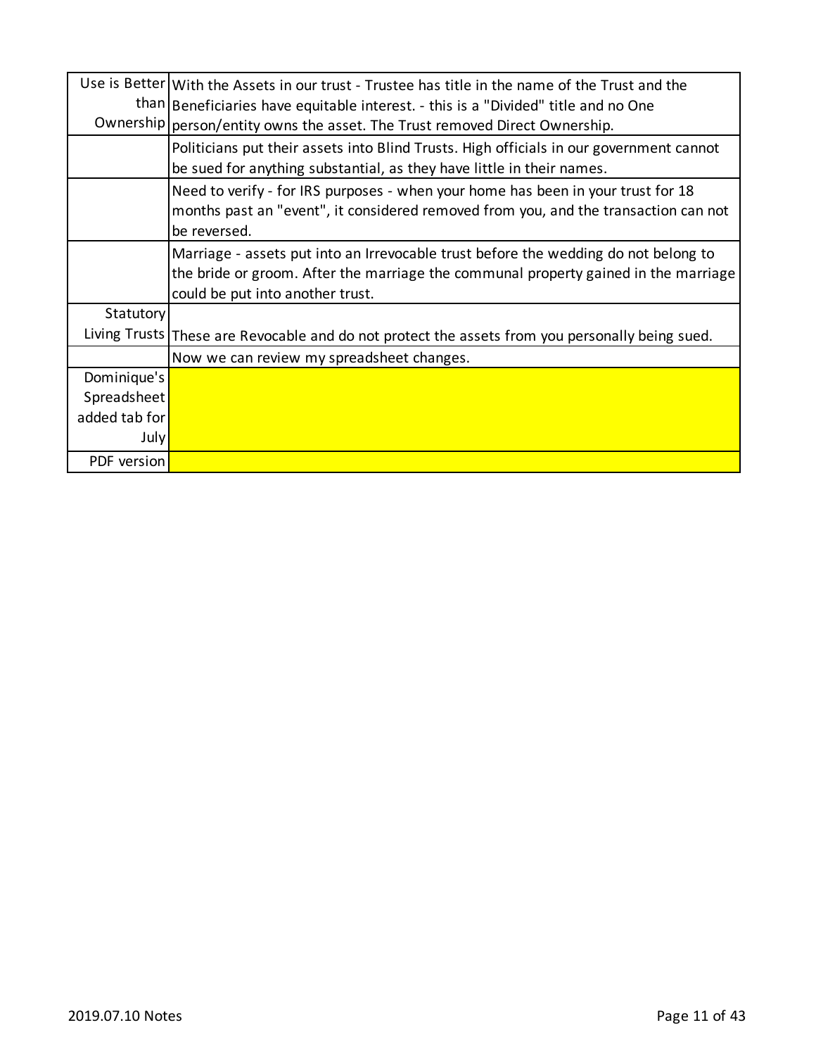| | |
|---|---|
| Use is Better than Ownership | With the Assets in our trust - Trustee has title in the name of the Trust and the Beneficiaries have equitable interest. - this is a "Divided" title and no One person/entity owns the asset. The Trust removed Direct Ownership. |
| | Politicians put their assets into Blind Trusts. High officials in our government cannot be sued for anything substantial, as they have little in their names. |
| | Need to verify - for IRS purposes - when your home has been in your trust for 18 months past an "event", it considered removed from you, and the transaction can not be reversed. |
| | Marriage - assets put into an Irrevocable trust before the wedding do not belong to the bride or groom. After the marriage the communal property gained in the marriage could be put into another trust. |
| Statutory Living Trusts | These are Revocable and do not protect the assets from you personally being sued. |
| | Now we can review my spreadsheet changes. |
| Dominique's Spreadsheet added tab for July | |
| PDF version | |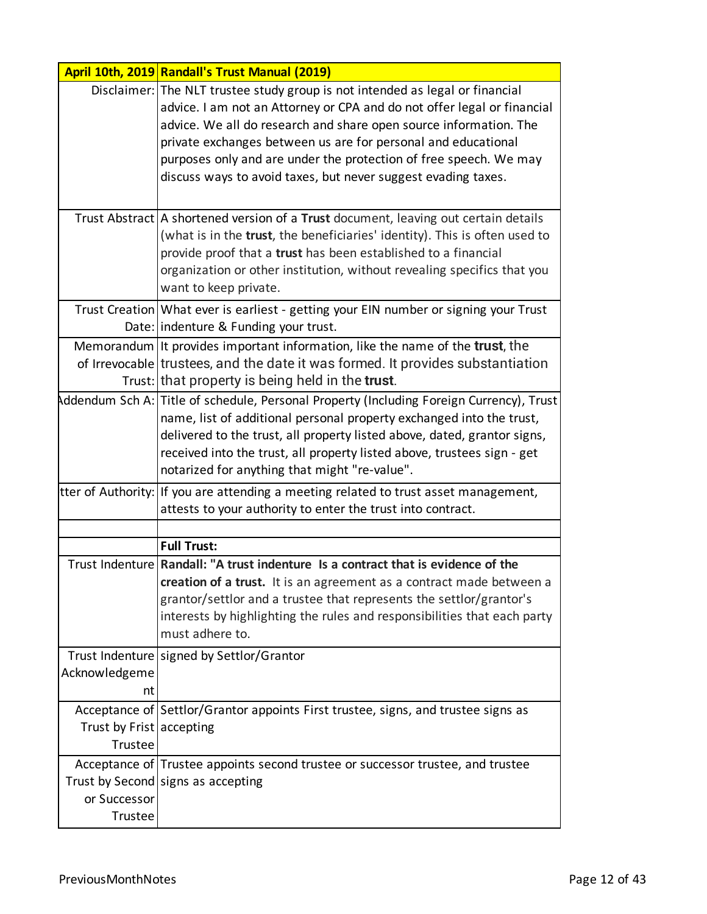| April 10th, 2019 | Randall's Trust Manual (2019) |
|---|---|
| Disclaimer: | The NLT trustee study group is not intended as legal or financial advice. I am not an Attorney or CPA and do not offer legal or financial advice. We all do research and share open source information. The private exchanges between us are for personal and educational purposes only and are under the protection of free speech. We may discuss ways to avoid taxes, but never suggest evading taxes. |
| Trust Abstract | A shortened version of a **Trust** document, leaving out certain details (what is in the **trust**, the beneficiaries' identity). This is often used to provide proof that a **trust** has been established to a financial organization or other institution, without revealing specifics that you want to keep private. |
| Trust Creation Date: | What ever is earliest - getting your EIN number or signing your Trust indenture & Funding your trust. |
| Memorandum of Irrevocable Trust: | It provides important information, like the name of the **trust**, the trustees, and the date it was formed. It provides substantiation that property is being held in the **trust**. |
| Addendum Sch A: | Title of schedule, Personal Property (Including Foreign Currency), Trust name, list of additional personal property exchanged into the trust, delivered to the trust, all property listed above, dated, grantor signs, received into the trust, all property listed above, trustees sign - get notarized for anything that might "re-value". |
| Letter of Authority: | If you are attending a meeting related to trust asset management, attests to your authority to enter the trust into contract. |
| | |
| | **Full Trust:** |
| Trust Indenture | **Randall: "A trust indenture Is a contract that is evidence of the creation of a trust.** It is an agreement as a contract made between a grantor/settlor and a trustee that represents the settlor/grantor's interests by highlighting the rules and responsibilities that each party must adhere to. |
| Trust Indenture Acknowledgement | signed by Settlor/Grantor |
| Acceptance of Trust by Frist Trustee | Settlor/Grantor appoints First trustee, signs, and trustee signs as accepting |
| Acceptance of Trust by Second or Successor Trustee | Trustee appoints second trustee or successor trustee, and trustee signs as accepting |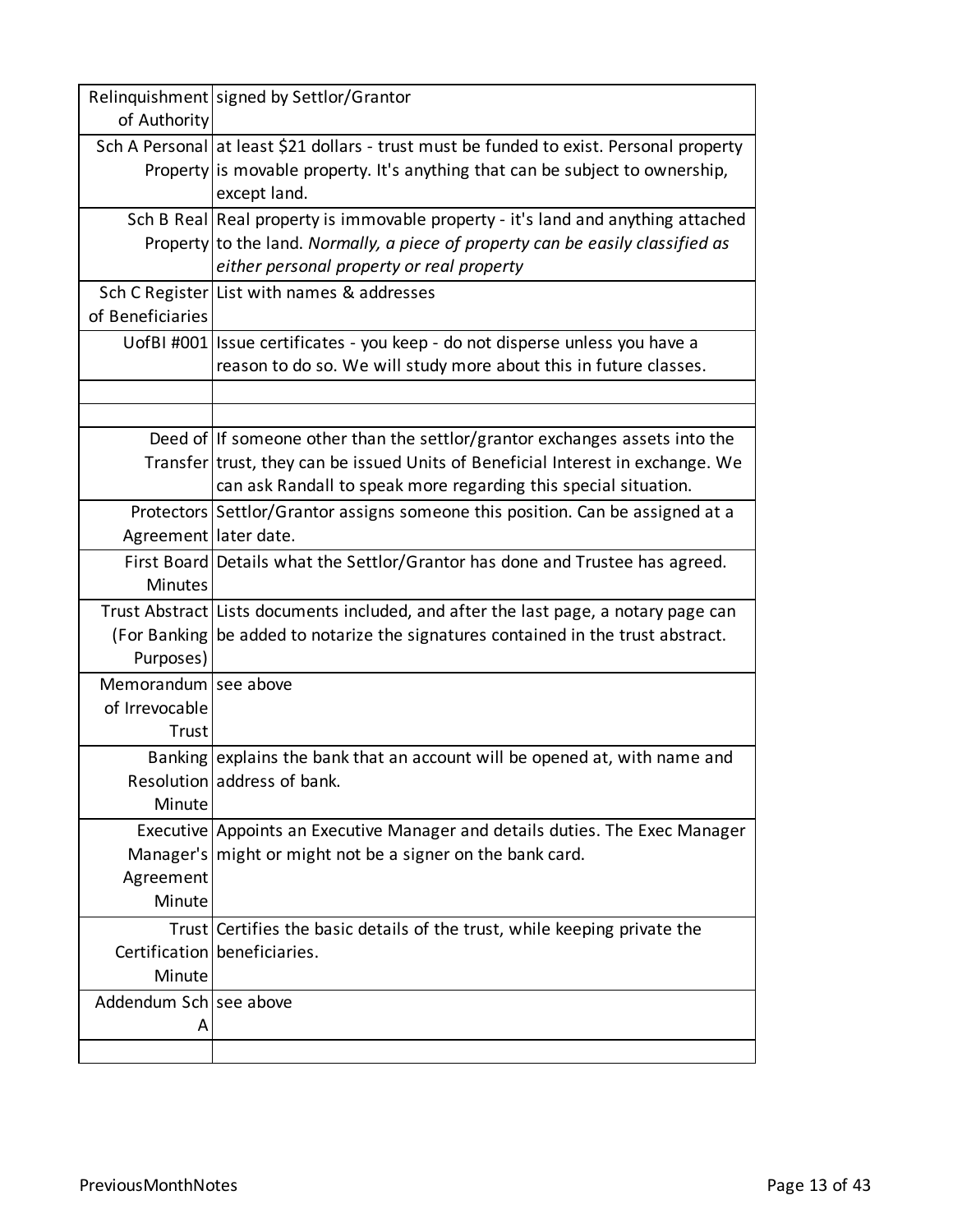| | |
|---|---|
| Relinquishment of Authority | signed by Settlor/Grantor |
| Sch A Personal Property | at least $21 dollars - trust must be funded to exist. Personal property is movable property. It's anything that can be subject to ownership, except land. |
| Sch B Real Property | Real property is immovable property - it's land and anything attached to the land. *Normally, a piece of property can be easily classified as either personal property or real property* |
| Sch C Register of Beneficiaries | List with names & addresses |
| UofBI #001 | Issue certificates - you keep - do not disperse unless you have a reason to do so. We will study more about this in future classes. |
| | |
| | |
| Deed of Transfer | If someone other than the settlor/grantor exchanges assets into the trust, they can be issued Units of Beneficial Interest in exchange. We can ask Randall to speak more regarding this special situation. |
| Protectors Agreement | Settlor/Grantor assigns someone this position. Can be assigned at a later date. |
| First Board Minutes | Details what the Settlor/Grantor has done and Trustee has agreed. |
| Trust Abstract (For Banking Purposes) | Lists documents included, and after the last page, a notary page can be added to notarize the signatures contained in the trust abstract. |
| Memorandum of Irrevocable Trust | see above |
| Banking Resolution Minute | explains the bank that an account will be opened at, with name and address of bank. |
| Executive Manager's Agreement Minute | Appoints an Executive Manager and details duties. The Exec Manager might or might not be a signer on the bank card. |
| Trust Certification Minute | Certifies the basic details of the trust, while keeping private the beneficiaries. |
| Addendum Sch A | see above |
| | |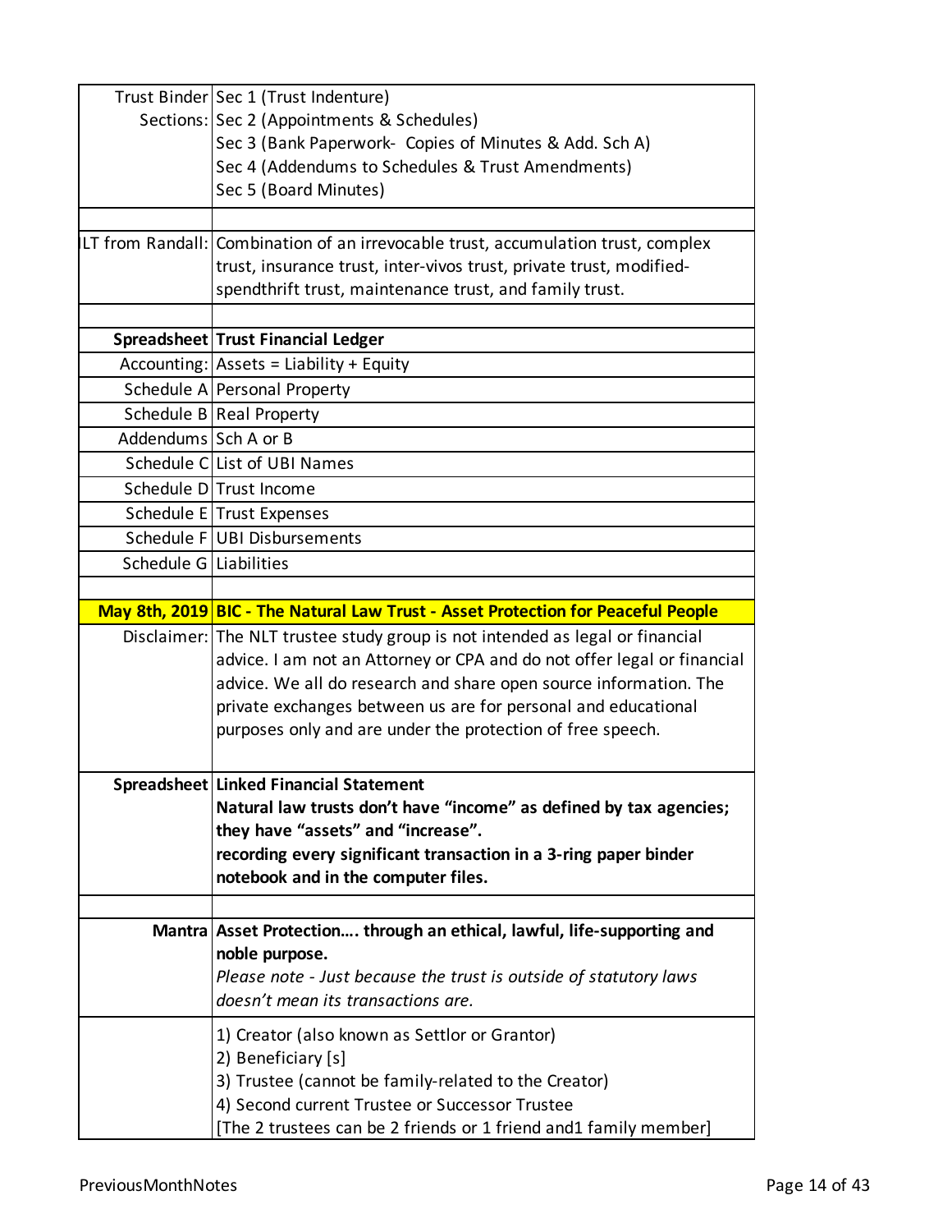| | |
|---|---|
| Trust Binder Sections: | Sec 1 (Trust Indenture)<br>Sec 2 (Appointments & Schedules)<br>Sec 3 (Bank Paperwork-  Copies of Minutes & Add. Sch A)<br>Sec 4 (Addendums to Schedules & Trust Amendments)<br>Sec 5 (Board Minutes) |
| | |
| ILT from Randall: | Combination of an irrevocable trust, accumulation trust, complex trust, insurance trust, inter-vivos trust, private trust, modified-spendthrift trust, maintenance trust, and family trust. |
| | |
| **Spreadsheet** | **Trust Financial Ledger** |
| Accounting: | Assets = Liability + Equity |
| Schedule A | Personal Property |
| Schedule B | Real Property |
| Addendums | Sch A or B |
| Schedule C | List of UBI Names |
| Schedule D | Trust Income |
| Schedule E | Trust Expenses |
| Schedule F | UBI Disbursements |
| Schedule G | Liabilities |
| | |
| **May 8th, 2019** | **BIC - The Natural Law Trust - Asset Protection for Peaceful People** |
| Disclaimer: | The NLT trustee study group is not intended as legal or financial advice. I am not an Attorney or CPA and do not offer legal or financial advice. We all do research and share open source information. The private exchanges between us are for personal and educational purposes only and are under the protection of free speech. |
| **Spreadsheet** | **Linked Financial Statement**<br>**Natural law trusts don't have "income" as defined by tax agencies; they have "assets" and "increase".**<br>**recording every significant transaction in a 3-ring paper binder notebook and in the computer files.** |
| | |
| **Mantra** | **Asset Protection…. through an ethical, lawful, life-supporting and noble purpose.**<br>*Please note - Just because the trust is outside of statutory laws doesn't mean its transactions are.* |
| | 1) Creator (also known as Settlor or Grantor)<br>2) Beneficiary [s]<br>3) Trustee (cannot be family-related to the Creator)<br>4) Second current Trustee or Successor Trustee<br>[The 2 trustees can be 2 friends or 1 friend and1 family member] |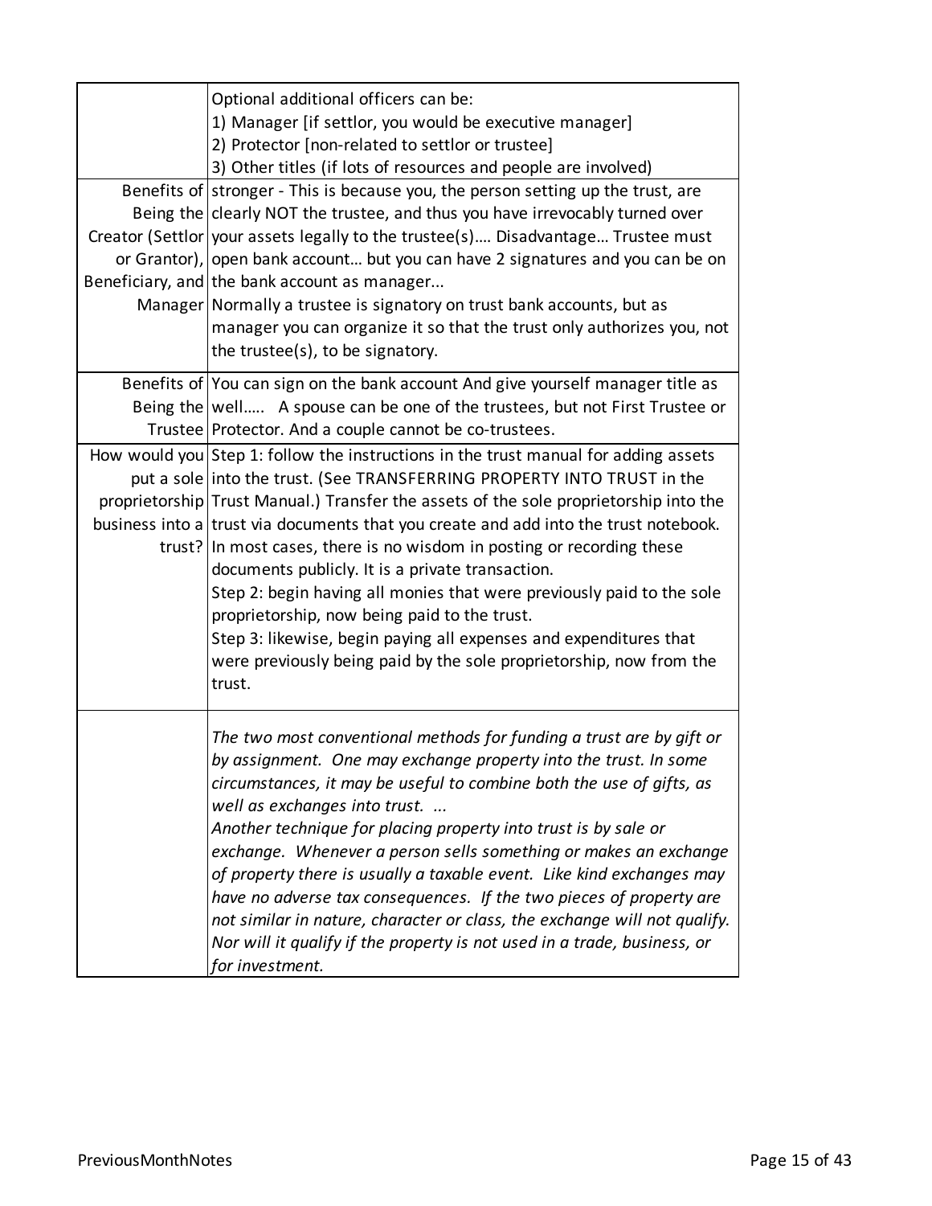| | |
|---|---|
| | Optional additional officers can be:<br>1) Manager [if settlor, you would be executive manager]<br>2) Protector [non-related to settlor or trustee]<br>3) Other titles (if lots of resources and people are involved) |
| Benefits of Being the Creator (Settlor or Grantor), Beneficiary, and Manager | stronger - This is because you, the person setting up the trust, are clearly NOT the trustee, and thus you have irrevocably turned over your assets legally to the trustee(s)…. Disadvantage… Trustee must open bank account… but you can have 2 signatures and you can be on the bank account as manager...<br>Normally a trustee is signatory on trust bank accounts, but as manager you can organize it so that the trust only authorizes you, not the trustee(s), to be signatory. |
| Benefits of Being the Trustee | You can sign on the bank account And give yourself manager title as well….. A spouse can be one of the trustees, but not First Trustee or Protector. And a couple cannot be co-trustees. |
| How would you put a sole proprietorship business into a trust? | Step 1: follow the instructions in the trust manual for adding assets into the trust. (See TRANSFERRING PROPERTY INTO TRUST in the Trust Manual.) Transfer the assets of the sole proprietorship into the trust via documents that you create and add into the trust notebook. In most cases, there is no wisdom in posting or recording these documents publicly. It is a private transaction.<br>Step 2: begin having all monies that were previously paid to the sole proprietorship, now being paid to the trust.<br>Step 3: likewise, begin paying all expenses and expenditures that were previously being paid by the sole proprietorship, now from the trust. |
| | *The two most conventional methods for funding a trust are by gift or by assignment. One may exchange property into the trust. In some circumstances, it may be useful to combine both the use of gifts, as well as exchanges into trust. ...*<br>*Another technique for placing property into trust is by sale or exchange. Whenever a person sells something or makes an exchange of property there is usually a taxable event. Like kind exchanges may have no adverse tax consequences. If the two pieces of property are not similar in nature, character or class, the exchange will not qualify. Nor will it qualify if the property is not used in a trade, business, or for investment.* |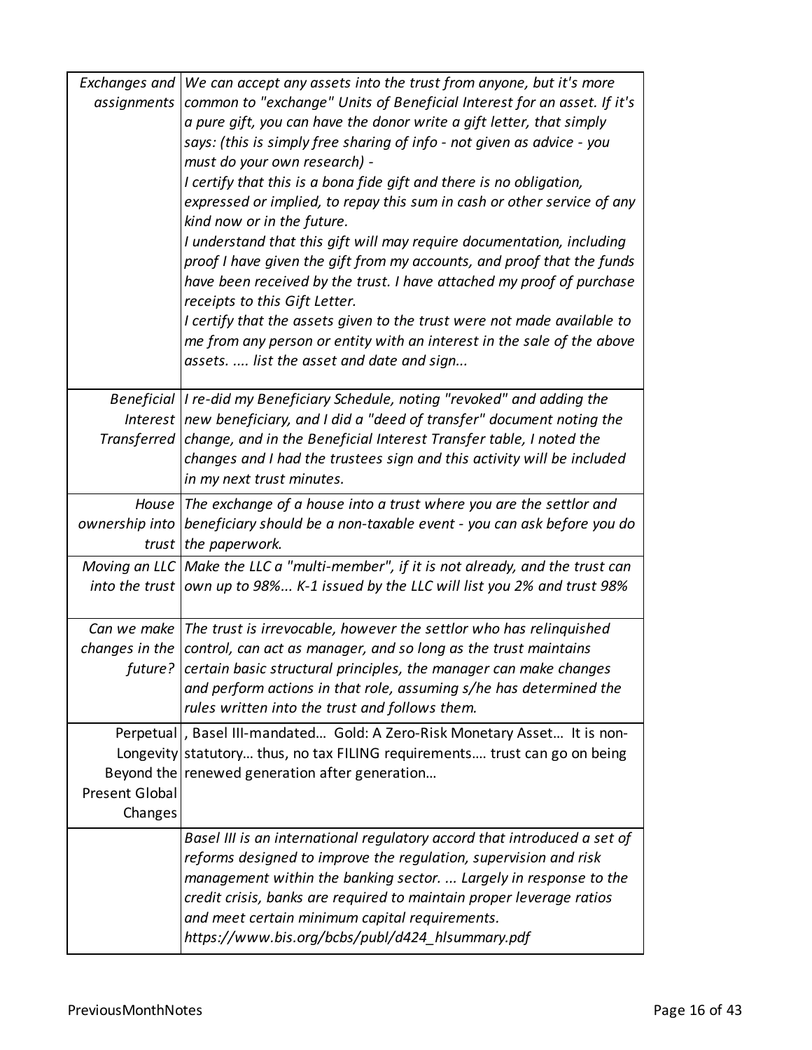| | |
|---|---|
| *Exchanges and assignments* | *We can accept any assets into the trust from anyone, but it's more common to "exchange" Units of Beneficial Interest for an asset. If it's a pure gift, you can have the donor write a gift letter, that simply says: (this is simply free sharing of info - not given as advice - you must do your own research) -*<br>*I certify that this is a bona fide gift and there is no obligation, expressed or implied, to repay this sum in cash or other service of any kind now or in the future.*<br>*I understand that this gift will may require documentation, including proof I have given the gift from my accounts, and proof that the funds have been received by the trust. I have attached my proof of purchase receipts to this Gift Letter.*<br>*I certify that the assets given to the trust were not made available to me from any person or entity with an interest in the sale of the above assets. .... list the asset and date and sign...* |
| *Beneficial Interest Transferred* | *I re-did my Beneficiary Schedule, noting "revoked" and adding the new beneficiary, and I did a "deed of transfer" document noting the change, and in the Beneficial Interest Transfer table, I noted the changes and I had the trustees sign and this activity will be included in my next trust minutes.* |
| *House ownership into trust* | *The exchange of a house into a trust where you are the settlor and beneficiary should be a non-taxable event - you can ask before you do the paperwork.* |
| *Moving an LLC into the trust* | *Make the LLC a "multi-member", if it is not already, and the trust can own up to 98%... K-1 issued by the LLC will list you 2% and trust 98%* |
| *Can we make changes in the future?* | *The trust is irrevocable, however the settlor who has relinquished control, can act as manager, and so long as the trust maintains certain basic structural principles, the manager can make changes and perform actions in that role, assuming s/he has determined the rules written into the trust and follows them.* |
| Perpetual Longevity Beyond the Present Global Changes | , Basel III-mandated… Gold: A Zero-Risk Monetary Asset… It is non-statutory… thus, no tax FILING requirements…. trust can go on being renewed generation after generation… |
| | *Basel III is an international regulatory accord that introduced a set of reforms designed to improve the regulation, supervision and risk management within the banking sector. ... Largely in response to the credit crisis, banks are required to maintain proper leverage ratios and meet certain minimum capital requirements.*<br>*https://www.bis.org/bcbs/publ/d424_hlsummary.pdf* |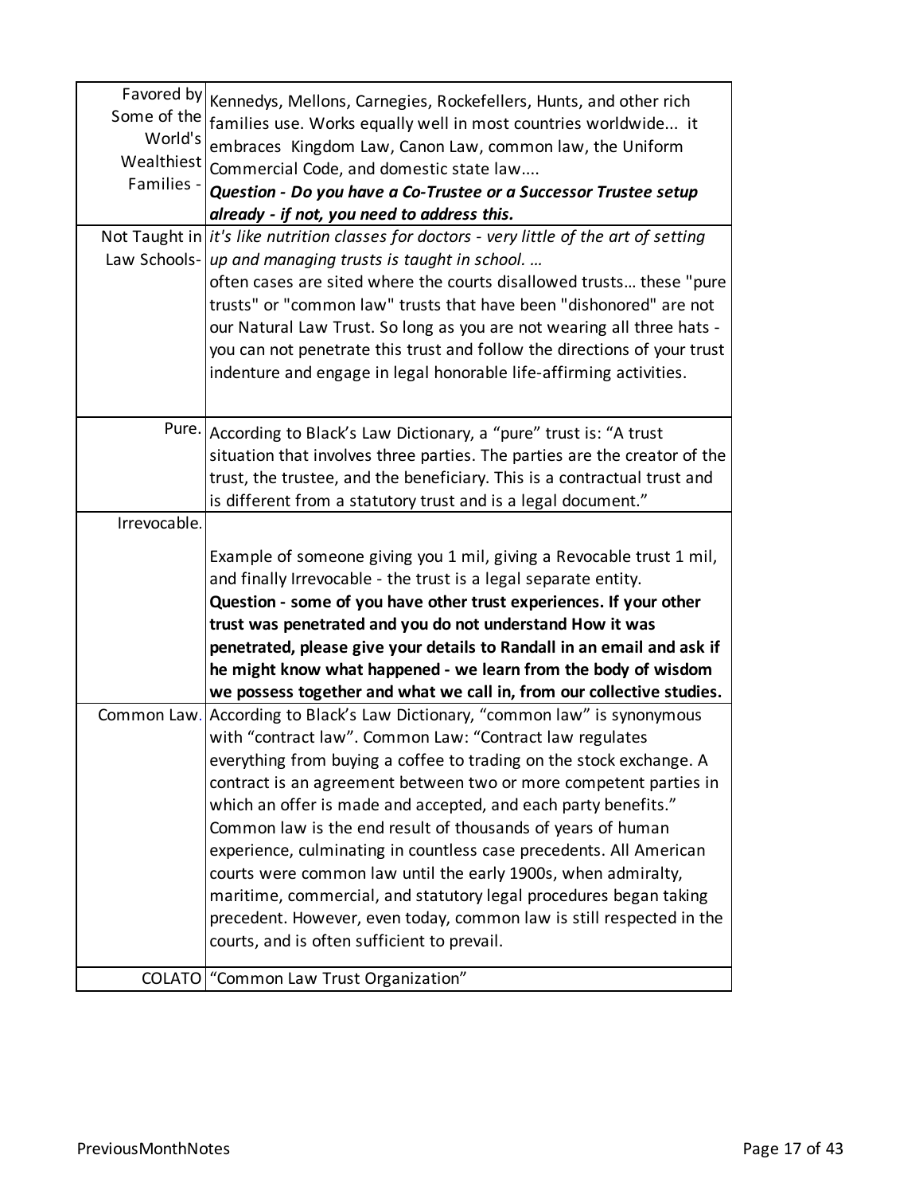| | |
|---|---|
| Favored by Some of the World's Wealthiest Families - | Kennedys, Mellons, Carnegies, Rockefellers, Hunts, and other rich families use. Works equally well in most countries worldwide... it embraces Kingdom Law, Canon Law, common law, the Uniform Commercial Code, and domestic state law.... ***Question - Do you have a Co-Trustee or a Successor Trustee setup already - if not, you need to address this.*** |
| Not Taught in Law Schools- | *it's like nutrition classes for doctors - very little of the art of setting up and managing trusts is taught in school. …* often cases are sited where the courts disallowed trusts… these "pure trusts" or "common law" trusts that have been "dishonored" are not our Natural Law Trust. So long as you are not wearing all three hats - you can not penetrate this trust and follow the directions of your trust indenture and engage in legal honorable life-affirming activities. |
| Pure. | According to Black's Law Dictionary, a "pure" trust is: "A trust situation that involves three parties. The parties are the creator of the trust, the trustee, and the beneficiary. This is a contractual trust and is different from a statutory trust and is a legal document." |
| Irrevocable. | Example of someone giving you 1 mil, giving a Revocable trust 1 mil, and finally Irrevocable - the trust is a legal separate entity. **Question - some of you have other trust experiences. If your other trust was penetrated and you do not understand How it was penetrated, please give your details to Randall in an email and ask if he might know what happened - we learn from the body of wisdom we possess together and what we call in, from our collective studies.** |
| Common Law. | According to Black's Law Dictionary, "common law" is synonymous with "contract law". Common Law: "Contract law regulates everything from buying a coffee to trading on the stock exchange. A contract is an agreement between two or more competent parties in which an offer is made and accepted, and each party benefits." Common law is the end result of thousands of years of human experience, culminating in countless case precedents. All American courts were common law until the early 1900s, when admiralty, maritime, commercial, and statutory legal procedures began taking precedent. However, even today, common law is still respected in the courts, and is often sufficient to prevail. |
| COLATO | "Common Law Trust Organization" |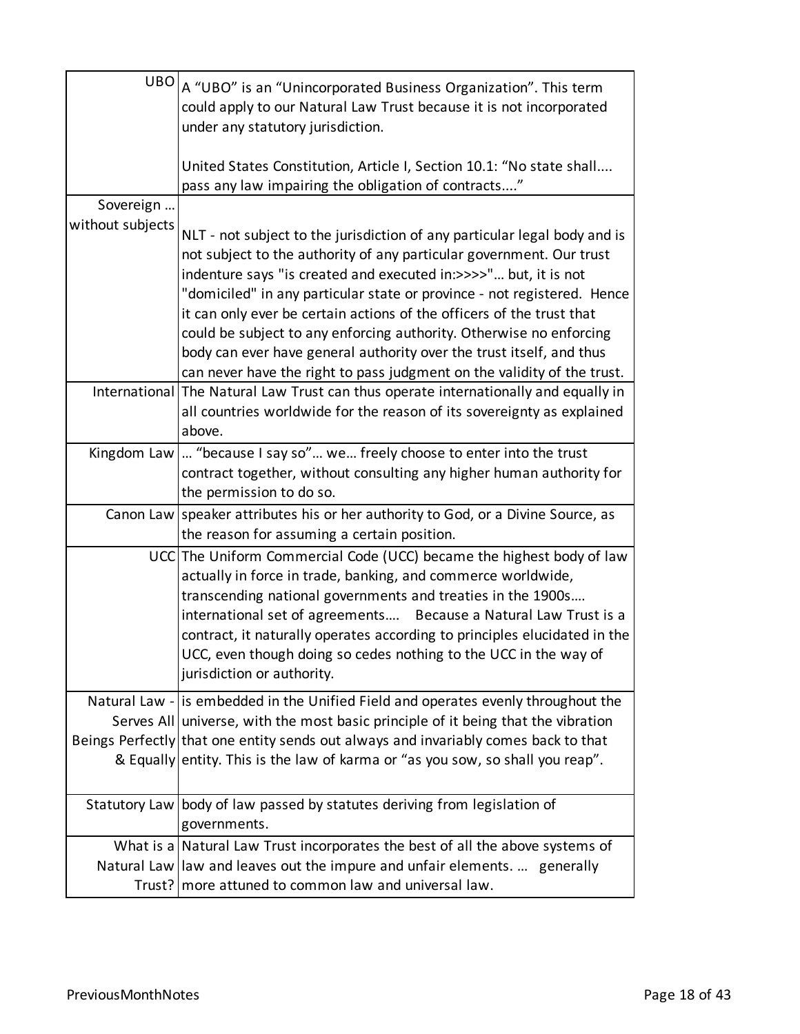| | |
|---|---|
| UBO | A "UBO" is an "Unincorporated Business Organization". This term could apply to our Natural Law Trust because it is not incorporated under any statutory jurisdiction.<br><br>United States Constitution, Article I, Section 10.1: "No state shall.... pass any law impairing the obligation of contracts...." |
| Sovereign … without subjects | NLT - not subject to the jurisdiction of any particular legal body and is not subject to the authority of any particular government. Our trust indenture says "is created and executed in:>>>>"… but, it is not "domiciled" in any particular state or province - not registered. Hence it can only ever be certain actions of the officers of the trust that could be subject to any enforcing authority. Otherwise no enforcing body can ever have general authority over the trust itself, and thus can never have the right to pass judgment on the validity of the trust. |
| International | The Natural Law Trust can thus operate internationally and equally in all countries worldwide for the reason of its sovereignty as explained above. |
| Kingdom Law | … "because I say so"… we… freely choose to enter into the trust contract together, without consulting any higher human authority for the permission to do so. |
| Canon Law | speaker attributes his or her authority to God, or a Divine Source, as the reason for assuming a certain position. |
| UCC | The Uniform Commercial Code (UCC) became the highest body of law actually in force in trade, banking, and commerce worldwide, transcending national governments and treaties in the 1900s…. international set of agreements…. Because a Natural Law Trust is a contract, it naturally operates according to principles elucidated in the UCC, even though doing so cedes nothing to the UCC in the way of jurisdiction or authority. |
| Natural Law - Serves All Beings Perfectly & Equally | is embedded in the Unified Field and operates evenly throughout the universe, with the most basic principle of it being that the vibration that one entity sends out always and invariably comes back to that entity. This is the law of karma or "as you sow, so shall you reap". |
| Statutory Law | body of law passed by statutes deriving from legislation of governments. |
| What is a Natural Law Trust? | Natural Law Trust incorporates the best of all the above systems of law and leaves out the impure and unfair elements. … generally more attuned to common law and universal law. |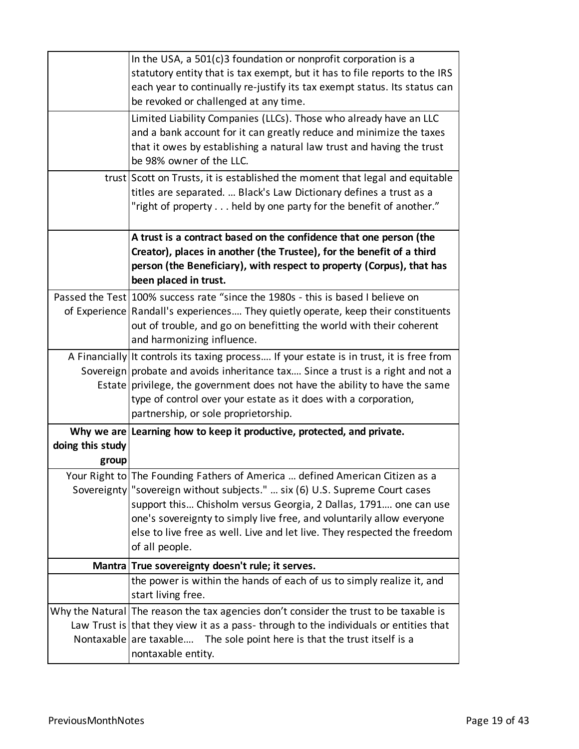| | |
|---|---|
| | In the USA, a 501(c)3 foundation or nonprofit corporation is a statutory entity that is tax exempt, but it has to file reports to the IRS each year to continually re-justify its tax exempt status. Its status can be revoked or challenged at any time. |
| | Limited Liability Companies (LLCs). Those who already have an LLC and a bank account for it can greatly reduce and minimize the taxes that it owes by establishing a natural law trust and having the trust be 98% owner of the LLC. |
| trust | Scott on Trusts, it is established the moment that legal and equitable titles are separated. … Black's Law Dictionary defines a trust as a "right of property . . . held by one party for the benefit of another." |
| | **A trust is a contract based on the confidence that one person (the Creator), places in another (the Trustee), for the benefit of a third person (the Beneficiary), with respect to property (Corpus), that has been placed in trust.** |
| Passed the Test of Experience | 100% success rate "since the 1980s - this is based I believe on Randall's experiences…. They quietly operate, keep their constituents out of trouble, and go on benefitting the world with their coherent and harmonizing influence. |
| A Financially Sovereign Estate | It controls its taxing process…. If your estate is in trust, it is free from probate and avoids inheritance tax…. Since a trust is a right and not a privilege, the government does not have the ability to have the same type of control over your estate as it does with a corporation, partnership, or sole proprietorship. |
| **Why we are doing this study group** | **Learning how to keep it productive, protected, and private.** |
| Your Right to Sovereignty | The Founding Fathers of America … defined American Citizen as a "sovereign without subjects." … six (6) U.S. Supreme Court cases support this… Chisholm versus Georgia, 2 Dallas, 1791…. one can use one's sovereignty to simply live free, and voluntarily allow everyone else to live free as well. Live and let live. They respected the freedom of all people. |
| **Mantra** | **True sovereignty doesn't rule; it serves.** |
| | the power is within the hands of each of us to simply realize it, and start living free. |
| Why the Natural Law Trust is Nontaxable | The reason the tax agencies don't consider the trust to be taxable is that they view it as a pass- through to the individuals or entities that are taxable….  The sole point here is that the trust itself is a nontaxable entity. |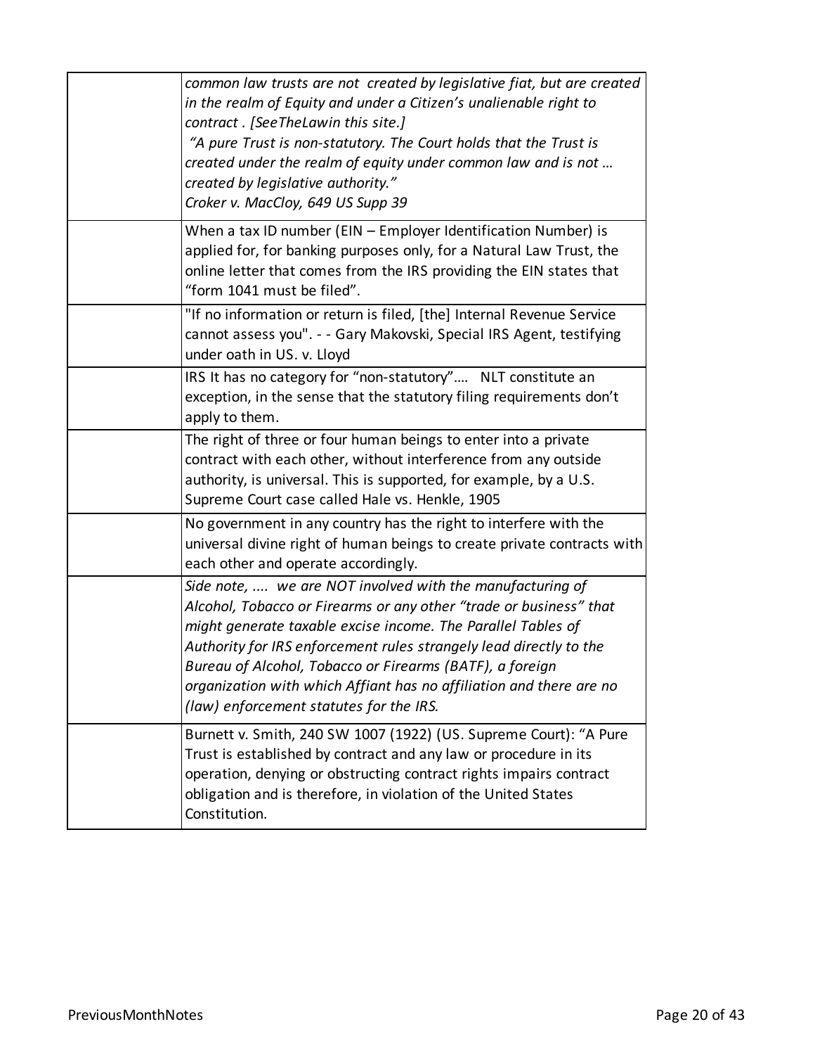| | |
|---|---|
| | *common law trusts are not created by legislative fiat, but are created in the realm of Equity and under a Citizen's unalienable right to contract . [SeeTheLawin this site.]*<br>*"A pure Trust is non-statutory. The Court holds that the Trust is created under the realm of equity under common law and is not … created by legislative authority."*<br>*Croker v. MacCloy, 649 US Supp 39* |
| | When a tax ID number (EIN – Employer Identification Number) is applied for, for banking purposes only, for a Natural Law Trust, the online letter that comes from the IRS providing the EIN states that "form 1041 must be filed". |
| | "If no information or return is filed, [the] Internal Revenue Service cannot assess you". - - Gary Makovski, Special IRS Agent, testifying under oath in US. v. Lloyd |
| | IRS It has no category for "non-statutory"…. NLT constitute an exception, in the sense that the statutory filing requirements don't apply to them. |
| | The right of three or four human beings to enter into a private contract with each other, without interference from any outside authority, is universal. This is supported, for example, by a U.S. Supreme Court case called Hale vs. Henkle, 1905 |
| | No government in any country has the right to interfere with the universal divine right of human beings to create private contracts with each other and operate accordingly. |
| | *Side note, .... we are NOT involved with the manufacturing of Alcohol, Tobacco or Firearms or any other "trade or business" that might generate taxable excise income. The Parallel Tables of Authority for IRS enforcement rules strangely lead directly to the Bureau of Alcohol, Tobacco or Firearms (BATF), a foreign organization with which Affiant has no affiliation and there are no (law) enforcement statutes for the IRS.* |
| | Burnett v. Smith, 240 SW 1007 (1922) (US. Supreme Court): "A Pure Trust is established by contract and any law or procedure in its operation, denying or obstructing contract rights impairs contract obligation and is therefore, in violation of the United States Constitution. |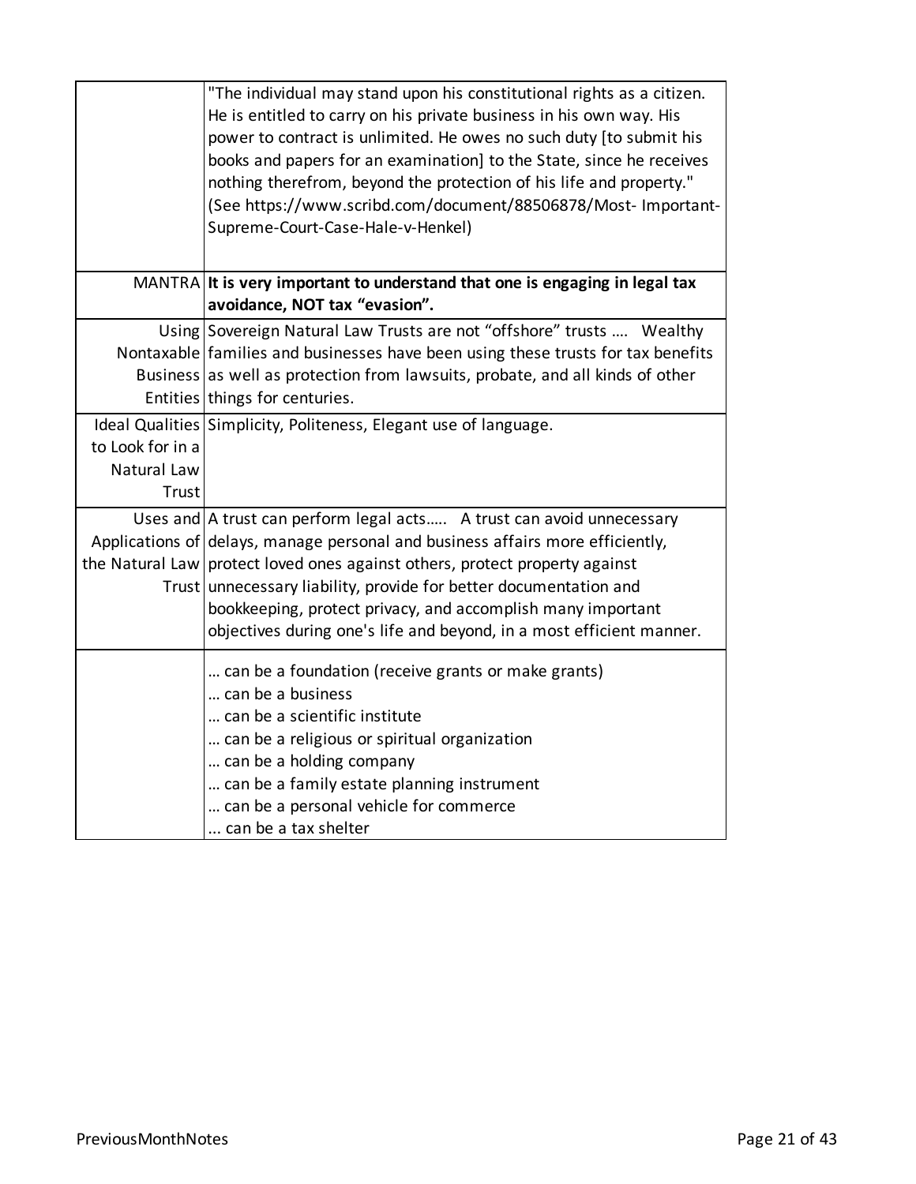| | |
|---|---|
| | "The individual may stand upon his constitutional rights as a citizen. He is entitled to carry on his private business in his own way. His power to contract is unlimited. He owes no such duty [to submit his books and papers for an examination] to the State, since he receives nothing therefrom, beyond the protection of his life and property." (See https://www.scribd.com/document/88506878/Most- Important-Supreme-Court-Case-Hale-v-Henkel) |
| MANTRA | **It is very important to understand that one is engaging in legal tax avoidance, NOT tax "evasion".** |
| Using Nontaxable Business Entities | Sovereign Natural Law Trusts are not "offshore" trusts .... Wealthy families and businesses have been using these trusts for tax benefits as well as protection from lawsuits, probate, and all kinds of other things for centuries. |
| Ideal Qualities to Look for in a Natural Law Trust | Simplicity, Politeness, Elegant use of language. |
| Uses and Applications of the Natural Law Trust | A trust can perform legal acts..... A trust can avoid unnecessary delays, manage personal and business affairs more efficiently, protect loved ones against others, protect property against unnecessary liability, provide for better documentation and bookkeeping, protect privacy, and accomplish many important objectives during one's life and beyond, in a most efficient manner. |
| | … can be a foundation (receive grants or make grants)<br>… can be a business<br>… can be a scientific institute<br>… can be a religious or spiritual organization<br>… can be a holding company<br>… can be a family estate planning instrument<br>… can be a personal vehicle for commerce<br>... can be a tax shelter |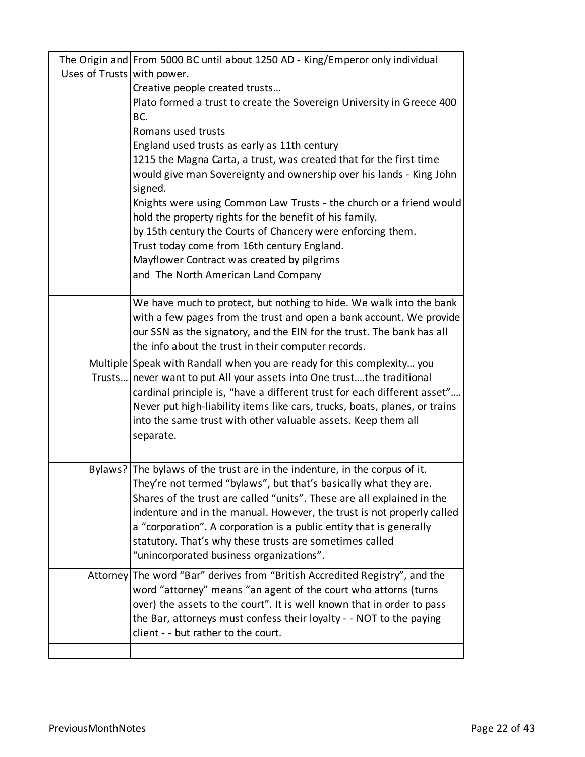| | |
|---|---|
| The Origin and Uses of Trusts | From 5000 BC until about 1250 AD - King/Emperor only individual with power.<br>Creative people created trusts…<br>Plato formed a trust to create the Sovereign University in Greece 400 BC.<br>Romans used trusts<br>England used trusts as early as 11th century<br>1215 the Magna Carta, a trust, was created that for the first time would give man Sovereignty and ownership over his lands - King John signed.<br>Knights were using Common Law Trusts - the church or a friend would hold the property rights for the benefit of his family.<br>by 15th century the Courts of Chancery were enforcing them.<br>Trust today come from 16th century England.<br>Mayflower Contract was created by pilgrims<br>and The North American Land Company |
| | We have much to protect, but nothing to hide. We walk into the bank with a few pages from the trust and open a bank account. We provide our SSN as the signatory, and the EIN for the trust. The bank has all the info about the trust in their computer records. |
| Multiple Trusts… | Speak with Randall when you are ready for this complexity… you never want to put All your assets into One trust….the traditional cardinal principle is, "have a different trust for each different asset"…. Never put high-liability items like cars, trucks, boats, planes, or trains into the same trust with other valuable assets. Keep them all separate. |
| Bylaws? | The bylaws of the trust are in the indenture, in the corpus of it. They're not termed "bylaws", but that's basically what they are. Shares of the trust are called "units". These are all explained in the indenture and in the manual. However, the trust is not properly called a "corporation". A corporation is a public entity that is generally statutory. That's why these trusts are sometimes called "unincorporated business organizations". |
| Attorney | The word "Bar" derives from "British Accredited Registry", and the word "attorney" means "an agent of the court who attorns (turns over) the assets to the court". It is well known that in order to pass the Bar, attorneys must confess their loyalty - - NOT to the paying client - - but rather to the court. |
| | |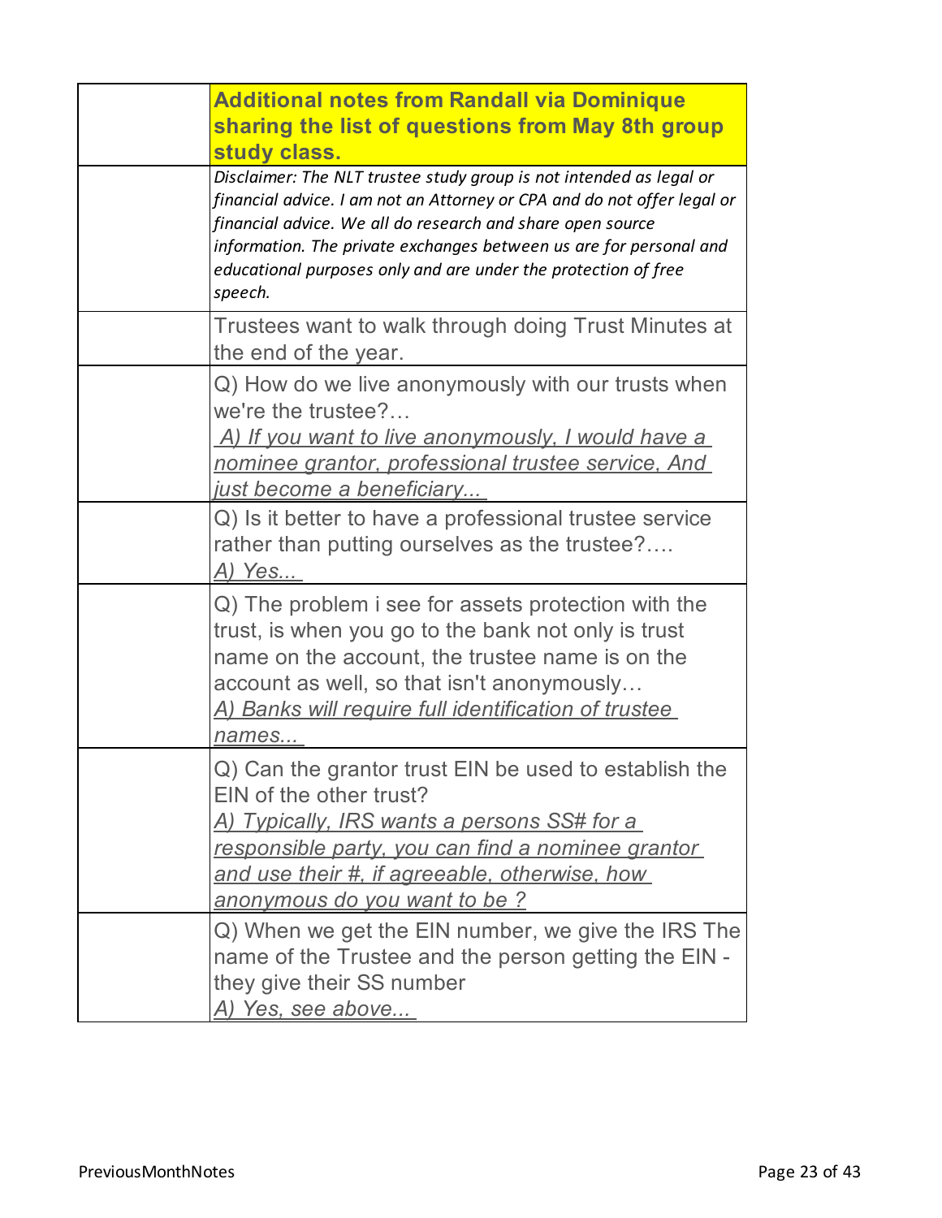| | |
|---|---|
| | **Additional notes from Randall via Dominique sharing the list of questions from May 8th group study class.** |
| | *Disclaimer: The NLT trustee study group is not intended as legal or financial advice. I am not an Attorney or CPA and do not offer legal or financial advice. We all do research and share open source information. The private exchanges between us are for personal and educational purposes only and are under the protection of free speech.* |
| | Trustees want to walk through doing Trust Minutes at the end of the year. |
| | Q) How do we live anonymously with our trusts when we're the trustee?… <br> *<u>A) If you want to live anonymously, I would have a nominee grantor, professional trustee service, And just become a beneficiary...</u>* |
| | Q) Is it better to have a professional trustee service rather than putting ourselves as the trustee?…. <br> *<u>A) Yes...</u>* |
| | Q) The problem i see for assets protection with the trust, is when you go to the bank not only is trust name on the account, the trustee name is on the account as well, so that isn't anonymously… <br> *<u>A) Banks will require full identification of trustee names...</u>* |
| | Q) Can the grantor trust EIN be used to establish the EIN of the other trust? <br> *<u>A) Typically, IRS wants a persons SS# for a responsible party, you can find a nominee grantor and use their #, if agreeable, otherwise, how anonymous do you want to be ?</u>* |
| | Q) When we get the EIN number, we give the IRS The name of the Trustee and the person getting the EIN - they give their SS number <br> *<u>A) Yes, see above...</u>* |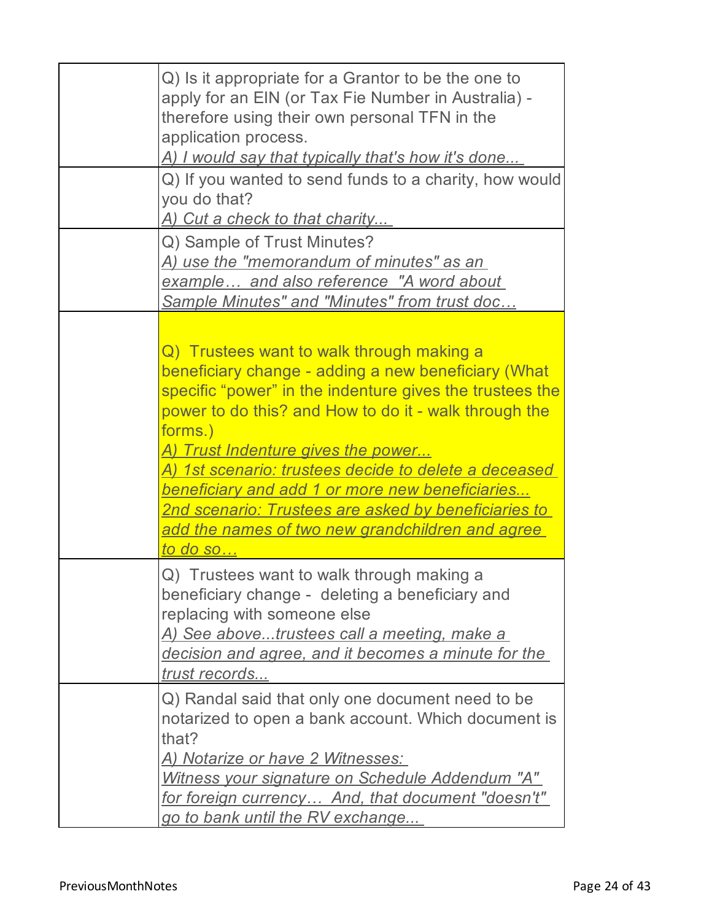| | |
|---|---|
| | Q) Is it appropriate for a Grantor to be the one to apply for an EIN (or Tax Fie Number in Australia) - therefore using their own personal TFN in the application process.<br>*A) I would say that typically that's how it's done...* |
| | Q) If you wanted to send funds to a charity, how would you do that?<br>*A) Cut a check to that charity...* |
| | Q) Sample of Trust Minutes?<br>*A) use the "memorandum of minutes" as an example… and also reference "A word about Sample Minutes" and "Minutes" from trust doc…* |
| | Q) Trustees want to walk through making a beneficiary change - adding a new beneficiary (What specific "power" in the indenture gives the trustees the power to do this? and How to do it - walk through the forms.)<br>*A) Trust Indenture gives the power...*<br>*A) 1st scenario: trustees decide to delete a deceased beneficiary and add 1 or more new beneficiaries...*<br>*2nd scenario: Trustees are asked by beneficiaries to add the names of two new grandchildren and agree to do so…* |
| | Q) Trustees want to walk through making a beneficiary change - deleting a beneficiary and replacing with someone else<br>*A) See above...trustees call a meeting, make a decision and agree, and it becomes a minute for the trust records...* |
| | Q) Randal said that only one document need to be notarized to open a bank account. Which document is that?<br>*A) Notarize or have 2 Witnesses:*<br>*Witness your signature on Schedule Addendum "A" for foreign currency… And, that document "doesn't" go to bank until the RV exchange...* |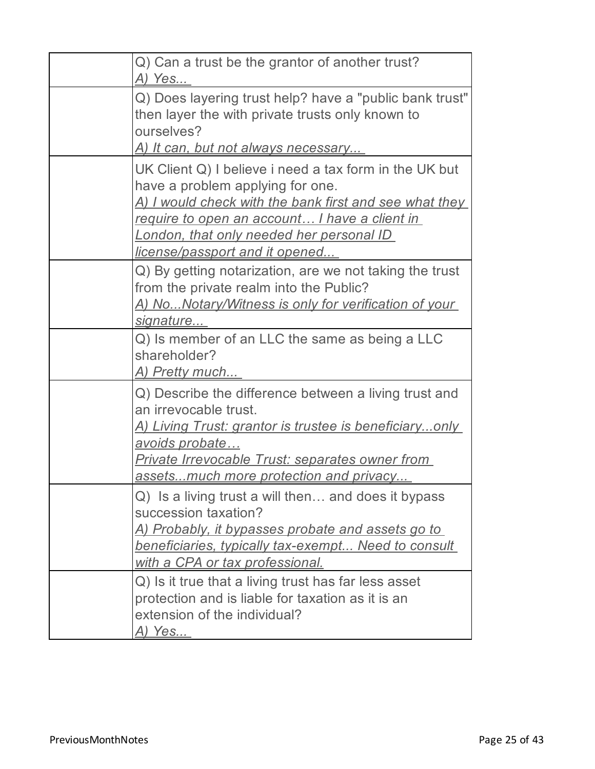| | |
|---|---|
| | Q) Can a trust be the grantor of another trust?<br>*A) Yes...* |
| | Q) Does layering trust help? have a "public bank trust" then layer the with private trusts only known to ourselves?<br>*A) It can, but not always necessary...* |
| | UK Client Q) I believe i need a tax form in the UK but have a problem applying for one.<br>*A) I would check with the bank first and see what they require to open an account… I have a client in London, that only needed her personal ID license/passport and it opened...* |
| | Q) By getting notarization, are we not taking the trust from the private realm into the Public?<br>*A) No...Notary/Witness is only for verification of your signature...* |
| | Q) Is member of an LLC the same as being a LLC shareholder?<br>*A) Pretty much...* |
| | Q) Describe the difference between a living trust and an irrevocable trust.<br>*A) Living Trust: grantor is trustee is beneficiary...only avoids probate…*<br>*Private Irrevocable Trust: separates owner from assets...much more protection and privacy...* |
| | Q) Is a living trust a will then… and does it bypass succession taxation?<br>*A) Probably, it bypasses probate and assets go to beneficiaries, typically tax-exempt... Need to consult with a CPA or tax professional.* |
| | Q) Is it true that a living trust has far less asset protection and is liable for taxation as it is an extension of the individual?<br>*A) Yes...* |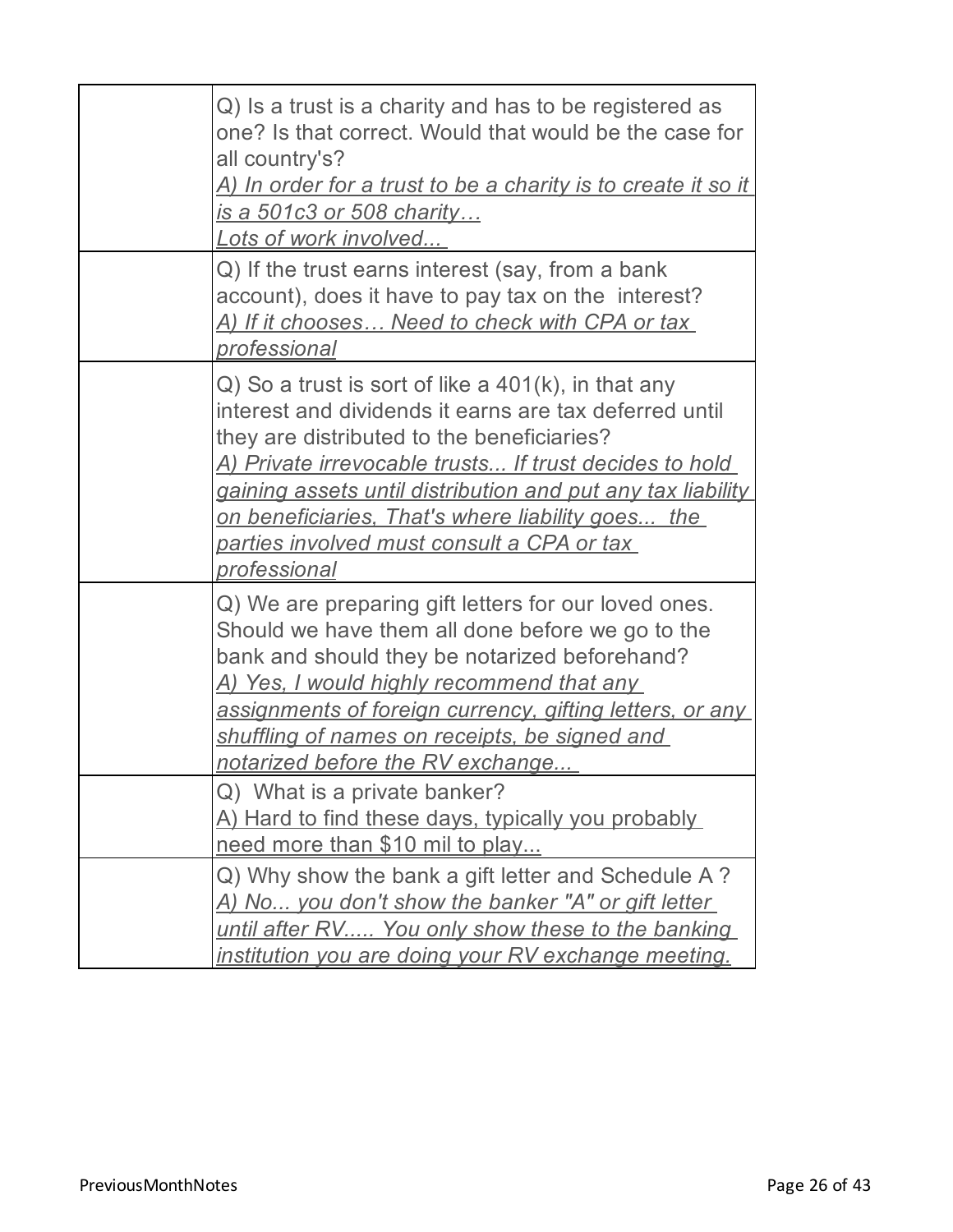| | |
|---|---|
| | Q) Is a trust is a charity and has to be registered as one? Is that correct. Would that would be the case for all country's?<br>*A) In order for a trust to be a charity is to create it so it is a 501c3 or 508 charity…*<br>*Lots of work involved...* |
| | Q) If the trust earns interest (say, from a bank account), does it have to pay tax on the interest?<br>*A) If it chooses… Need to check with CPA or tax professional* |
| | Q) So a trust is sort of like a 401(k), in that any interest and dividends it earns are tax deferred until they are distributed to the beneficiaries?<br>*A) Private irrevocable trusts... If trust decides to hold gaining assets until distribution and put any tax liability on beneficiaries, That's where liability goes... the parties involved must consult a CPA or tax professional* |
| | Q) We are preparing gift letters for our loved ones. Should we have them all done before we go to the bank and should they be notarized beforehand?<br>*A) Yes, I would highly recommend that any assignments of foreign currency, gifting letters, or any shuffling of names on receipts, be signed and notarized before the RV exchange...* |
| | Q) What is a private banker?<br>A) Hard to find these days, typically you probably need more than $10 mil to play... |
| | Q) Why show the bank a gift letter and Schedule A ?<br>*A) No... you don't show the banker "A" or gift letter until after RV..... You only show these to the banking institution you are doing your RV exchange meeting.* |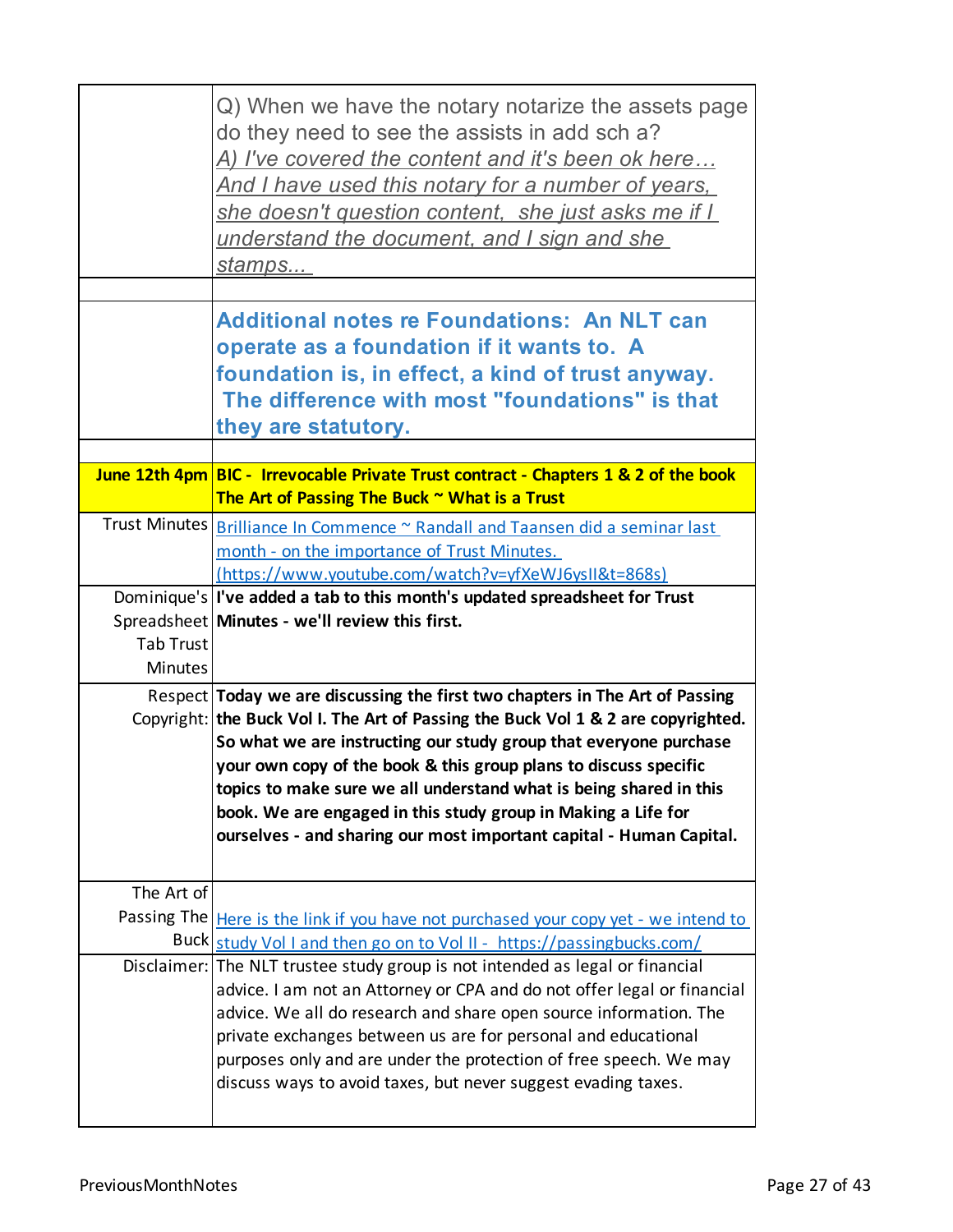| | |
|---|---|
| | Q) When we have the notary notarize the assets page do they need to see the assists in add sch a?<br>*A) I've covered the content and it's been ok here… And I have used this notary for a number of years, she doesn't question content, she just asks me if I understand the document, and I sign and she stamps...* |
| | |
| | **Additional notes re Foundations: An NLT can operate as a foundation if it wants to. A foundation is, in effect, a kind of trust anyway. The difference with most "foundations" is that they are statutory.** |
| | |
| **June 12th 4pm** | **BIC - Irrevocable Private Trust contract - Chapters 1 & 2 of the book The Art of Passing The Buck ~ What is a Trust** |
| Trust Minutes | Brilliance In Commence ~ Randall and Taansen did a seminar last month - on the importance of Trust Minutes. (https://www.youtube.com/watch?v=yfXeWJ6ysII&t=868s) |
| Dominique's Spreadsheet Tab Trust Minutes | **I've added a tab to this month's updated spreadsheet for Trust Minutes - we'll review this first.** |
| Respect Copyright: | **Today we are discussing the first two chapters in The Art of Passing the Buck Vol I. The Art of Passing the Buck Vol 1 & 2 are copyrighted. So what we are instructing our study group that everyone purchase your own copy of the book & this group plans to discuss specific topics to make sure we all understand what is being shared in this book. We are engaged in this study group in Making a Life for ourselves - and sharing our most important capital - Human Capital.** |
| The Art of Passing The Buck | Here is the link if you have not purchased your copy yet - we intend to study Vol I and then go on to Vol II - https://passingbucks.com/ |
| Disclaimer: | The NLT trustee study group is not intended as legal or financial advice. I am not an Attorney or CPA and do not offer legal or financial advice. We all do research and share open source information. The private exchanges between us are for personal and educational purposes only and are under the protection of free speech. We may discuss ways to avoid taxes, but never suggest evading taxes. |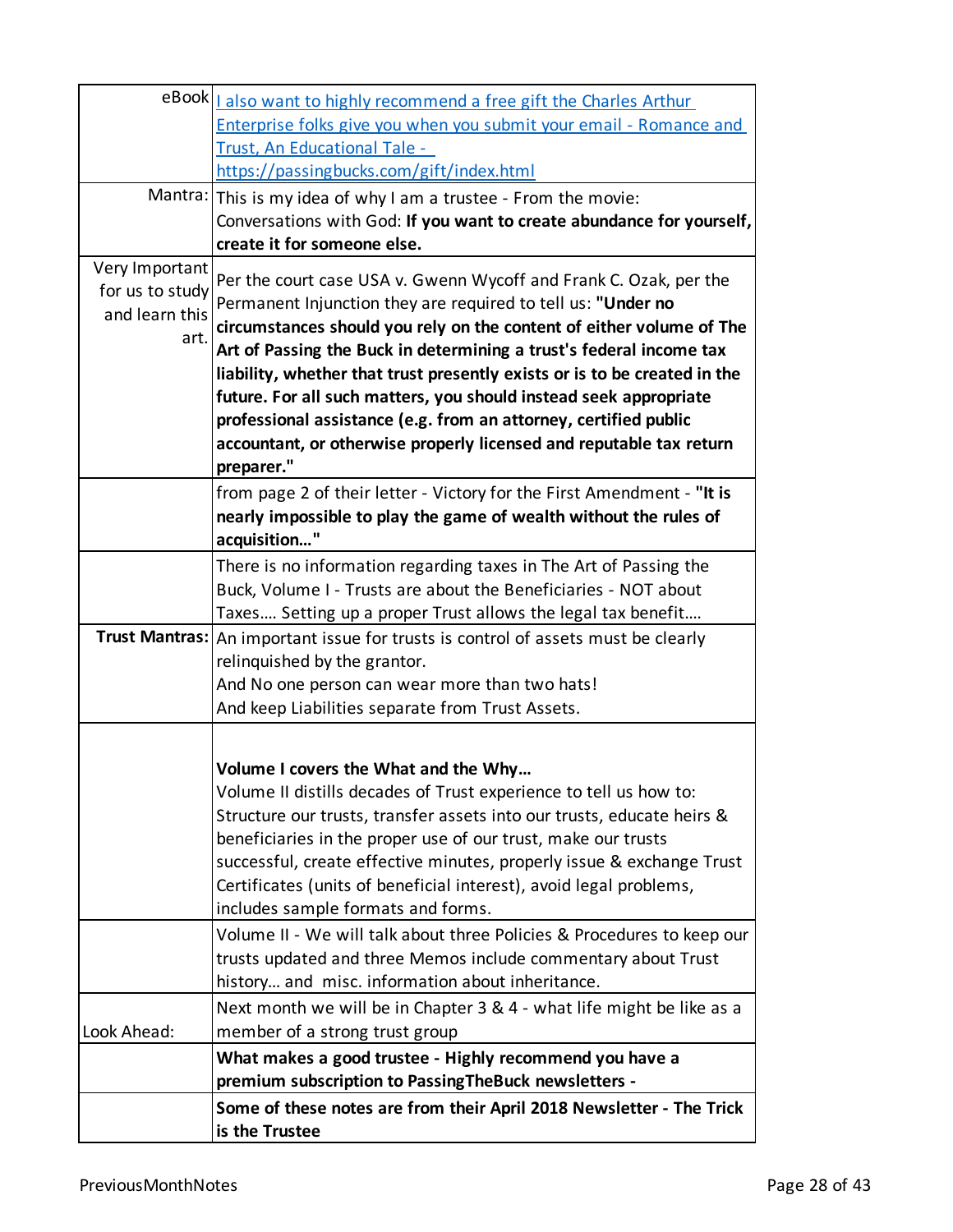| | |
|---|---|
| eBook | [I also want to highly recommend a free gift the Charles Arthur Enterprise folks give you when you submit your email - Romance and Trust, An Educational Tale - https://passingbucks.com/gift/index.html](https://passingbucks.com/gift/index.html) |
| Mantra: | This is my idea of why I am a trustee - From the movie: Conversations with God: **If you want to create abundance for yourself, create it for someone else.** |
| Very Important for us to study and learn this art. | Per the court case USA v. Gwenn Wycoff and Frank C. Ozak, per the Permanent Injunction they are required to tell us: **"Under no circumstances should you rely on the content of either volume of The Art of Passing the Buck in determining a trust's federal income tax liability, whether that trust presently exists or is to be created in the future. For all such matters, you should instead seek appropriate professional assistance (e.g. from an attorney, certified public accountant, or otherwise properly licensed and reputable tax return preparer."** |
| | from page 2 of their letter - Victory for the First Amendment - **"It is nearly impossible to play the game of wealth without the rules of acquisition…"** |
| | There is no information regarding taxes in The Art of Passing the Buck, Volume I - Trusts are about the Beneficiaries - NOT about Taxes…. Setting up a proper Trust allows the legal tax benefit…. |
| **Trust Mantras:** | An important issue for trusts is control of assets must be clearly relinquished by the grantor.<br>And No one person can wear more than two hats!<br>And keep Liabilities separate from Trust Assets. |
| | **Volume I covers the What and the Why…**<br>Volume II distills decades of Trust experience to tell us how to: Structure our trusts, transfer assets into our trusts, educate heirs & beneficiaries in the proper use of our trust, make our trusts successful, create effective minutes, properly issue & exchange Trust Certificates (units of beneficial interest), avoid legal problems, includes sample formats and forms. |
| | Volume II - We will talk about three Policies & Procedures to keep our trusts updated and three Memos include commentary about Trust history… and misc. information about inheritance. |
| Look Ahead: | Next month we will be in Chapter 3 & 4 - what life might be like as a member of a strong trust group |
| | **What makes a good trustee - Highly recommend you have a premium subscription to PassingTheBuck newsletters -** |
| | **Some of these notes are from their April 2018 Newsletter - The Trick is the Trustee** |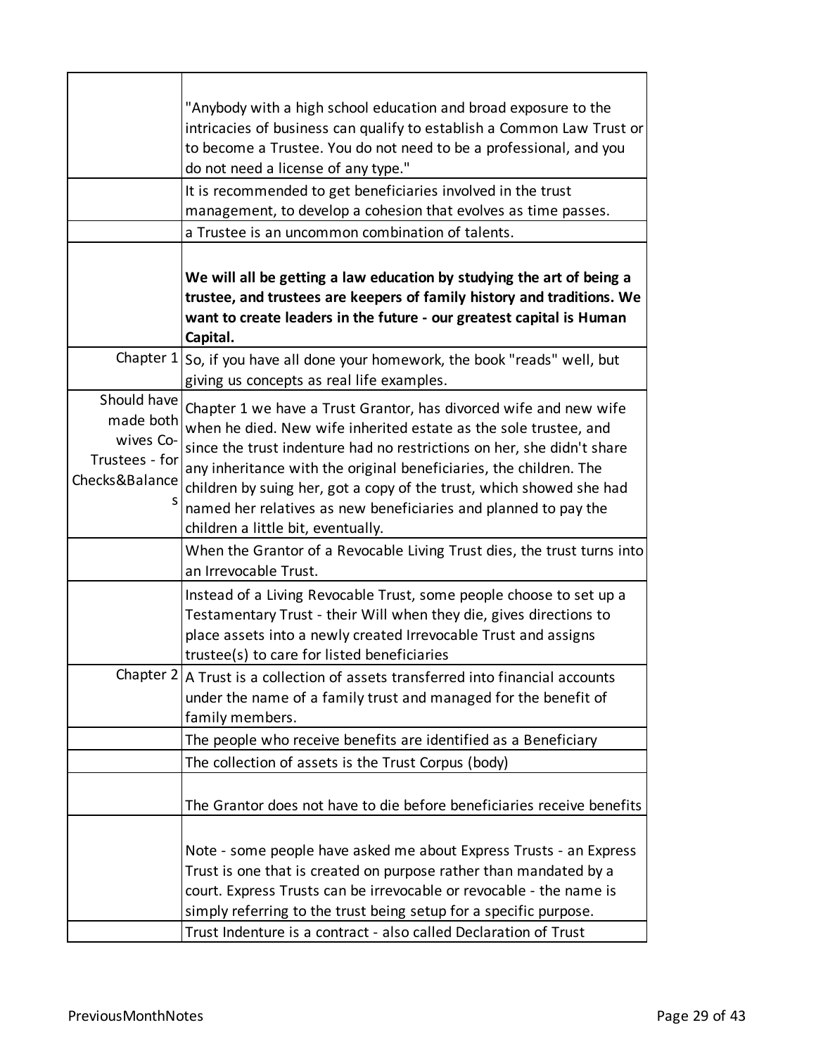| | |
|---|---|
| | "Anybody with a high school education and broad exposure to the intricacies of business can qualify to establish a Common Law Trust or to become a Trustee. You do not need to be a professional, and you do not need a license of any type." |
| | It is recommended to get beneficiaries involved in the trust management, to develop a cohesion that evolves as time passes. |
| | a Trustee is an uncommon combination of talents. |
| | **We will all be getting a law education by studying the art of being a trustee, and trustees are keepers of family history and traditions. We want to create leaders in the future - our greatest capital is Human Capital.** |
| Chapter 1 | So, if you have all done your homework, the book "reads" well, but giving us concepts as real life examples. |
| Should have made both wives Co-Trustees - for Checks&Balances | Chapter 1 we have a Trust Grantor, has divorced wife and new wife when he died. New wife inherited estate as the sole trustee, and since the trust indenture had no restrictions on her, she didn't share any inheritance with the original beneficiaries, the children. The children by suing her, got a copy of the trust, which showed she had named her relatives as new beneficiaries and planned to pay the children a little bit, eventually. |
| | When the Grantor of a Revocable Living Trust dies, the trust turns into an Irrevocable Trust. |
| | Instead of a Living Revocable Trust, some people choose to set up a Testamentary Trust - their Will when they die, gives directions to place assets into a newly created Irrevocable Trust and assigns trustee(s) to care for listed beneficiaries |
| Chapter 2 | A Trust is a collection of assets transferred into financial accounts under the name of a family trust and managed for the benefit of family members. |
| | The people who receive benefits are identified as a Beneficiary |
| | The collection of assets is the Trust Corpus (body) |
| | The Grantor does not have to die before beneficiaries receive benefits |
| | Note - some people have asked me about Express Trusts - an Express Trust is one that is created on purpose rather than mandated by a court. Express Trusts can be irrevocable or revocable - the name is simply referring to the trust being setup for a specific purpose. |
| | Trust Indenture is a contract - also called Declaration of Trust |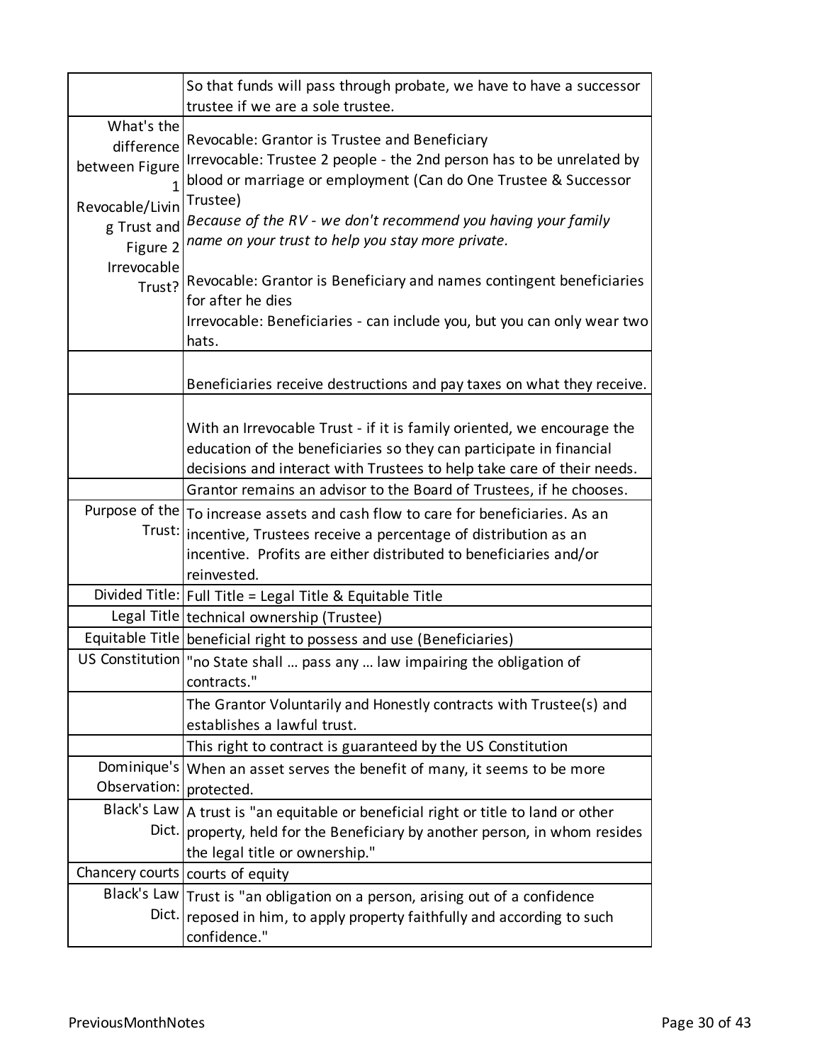| | |
|---|---|
| | So that funds will pass through probate, we have to have a successor trustee if we are a sole trustee. |
| What's the difference between Figure 1 Revocable/Living Trust and Figure 2 Irrevocable Trust? | Revocable: Grantor is Trustee and Beneficiary<br>Irrevocable: Trustee 2 people - the 2nd person has to be unrelated by blood or marriage or employment (Can do One Trustee & Successor Trustee)<br>*Because of the RV - we don't recommend you having your family name on your trust to help you stay more private.*<br><br>Revocable: Grantor is Beneficiary and names contingent beneficiaries for after he dies<br>Irrevocable: Beneficiaries - can include you, but you can only wear two hats. |
| | Beneficiaries receive destructions and pay taxes on what they receive. |
| | With an Irrevocable Trust - if it is family oriented, we encourage the education of the beneficiaries so they can participate in financial decisions and interact with Trustees to help take care of their needs. |
| | Grantor remains an advisor to the Board of Trustees, if he chooses. |
| Purpose of the Trust: | To increase assets and cash flow to care for beneficiaries. As an incentive, Trustees receive a percentage of distribution as an incentive. Profits are either distributed to beneficiaries and/or reinvested. |
| Divided Title: | Full Title = Legal Title & Equitable Title |
| Legal Title | technical ownership (Trustee) |
| Equitable Title | beneficial right to possess and use (Beneficiaries) |
| US Constitution | "no State shall … pass any … law impairing the obligation of contracts." |
| | The Grantor Voluntarily and Honestly contracts with Trustee(s) and establishes a lawful trust. |
| | This right to contract is guaranteed by the US Constitution |
| Dominique's Observation: | When an asset serves the benefit of many, it seems to be more protected. |
| Black's Law Dict. | A trust is "an equitable or beneficial right or title to land or other property, held for the Beneficiary by another person, in whom resides the legal title or ownership." |
| Chancery courts | courts of equity |
| Black's Law Dict. | Trust is "an obligation on a person, arising out of a confidence reposed in him, to apply property faithfully and according to such confidence." |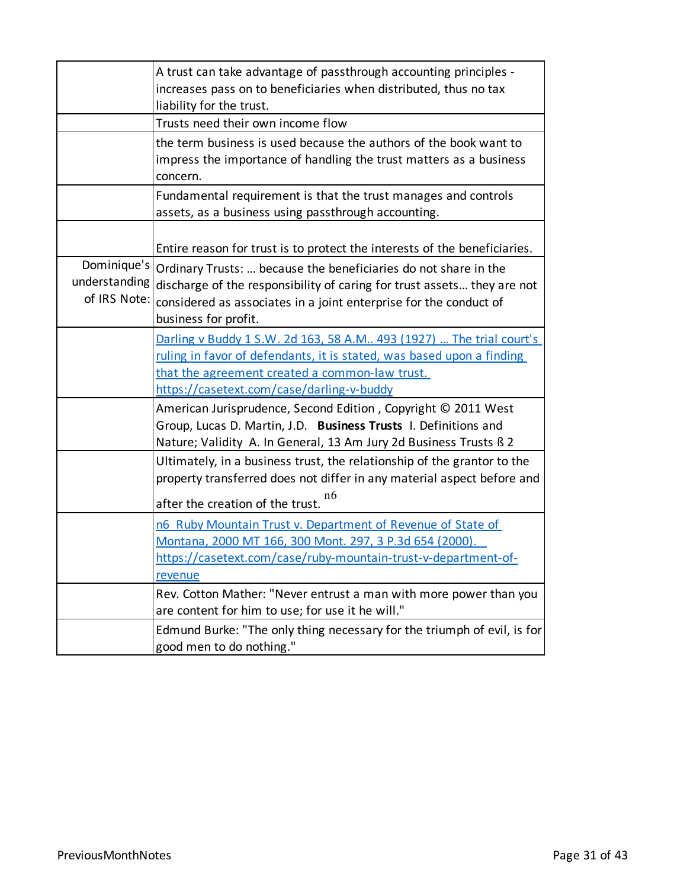| | |
|---|---|
| | A trust can take advantage of passthrough accounting principles - increases pass on to beneficiaries when distributed, thus no tax liability for the trust. |
| | Trusts need their own income flow |
| | the term business is used because the authors of the book want to impress the importance of handling the trust matters as a business concern. |
| | Fundamental requirement is that the trust manages and controls assets, as a business using passthrough accounting. |
| | Entire reason for trust is to protect the interests of the beneficiaries. |
| Dominique's understanding of IRS Note: | Ordinary Trusts: … because the beneficiaries do not share in the discharge of the responsibility of caring for trust assets… they are not considered as associates in a joint enterprise for the conduct of business for profit. |
| | [Darling v Buddy 1 S.W. 2d 163, 58 A.M.. 493 (1927) … The trial court's ruling in favor of defendants, it is stated, was based upon a finding that the agreement created a common-law trust. https://casetext.com/case/darling-v-buddy](https://casetext.com/case/darling-v-buddy) |
| | American Jurisprudence, Second Edition , Copyright © 2011 West Group, Lucas D. Martin, J.D. **Business Trusts** I. Definitions and Nature; Validity A. In General, 13 Am Jury 2d Business Trusts ß 2 |
| | Ultimately, in a business trust, the relationship of the grantor to the property transferred does not differ in any material aspect before and after the creation of the trust. [n6] |
| | [n6 Ruby Mountain Trust v. Department of Revenue of State of Montana, 2000 MT 166, 300 Mont. 297, 3 P.3d 654 (2000). https://casetext.com/case/ruby-mountain-trust-v-department-of-revenue](https://casetext.com/case/ruby-mountain-trust-v-department-of-revenue) |
| | Rev. Cotton Mather: "Never entrust a man with more power than you are content for him to use; for use it he will." |
| | Edmund Burke: "The only thing necessary for the triumph of evil, is for good men to do nothing." |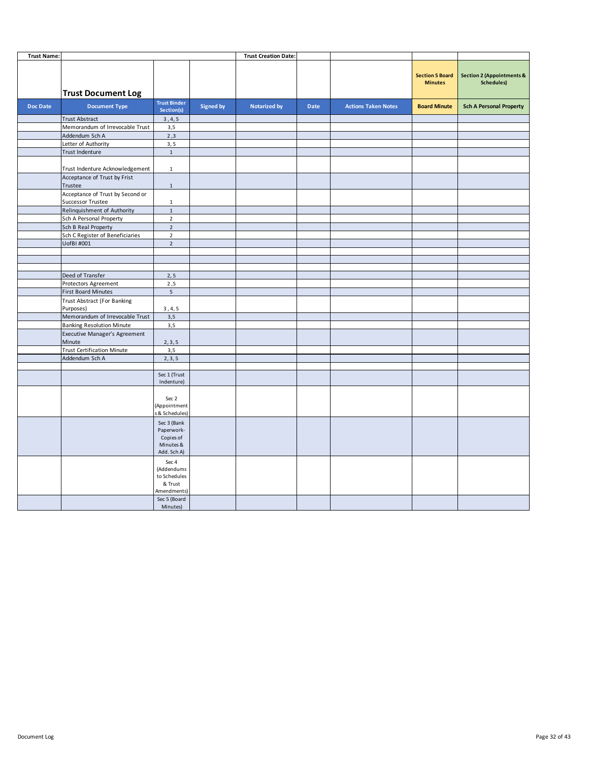| Trust Name: | | | | Trust Creation Date: | | | | |
|---|---|---|---|---|---|---|---|---|
| | **Trust Document Log** | | | | | | **Section 5 Board Minutes** | **Section 2 (Appointments & Schedules)** |
| **Doc Date** | **Document Type** | **Trust Binder Section(s)** | **Signed by** | **Notarized by** | **Date** | **Actions Taken Notes** | **Board Minute** | **Sch A Personal Property** |
| | Trust Abstract | 3 , 4, 5 | | | | | | |
| | Memorandum of Irrevocable Trust | 3,5 | | | | | | |
| | Addendum Sch A | 2 ,3 | | | | | | |
| | Letter of Authority | 3, 5 | | | | | | |
| | Trust Indenture | 1 | | | | | | |
| | Trust Indenture Acknowledgement | 1 | | | | | | |
| | Acceptance of Trust by Frist Trustee | 1 | | | | | | |
| | Acceptance of Trust by Second or Successor Trustee | 1 | | | | | | |
| | Relinquishment of Authority | 1 | | | | | | |
| | Sch A Personal Property | 2 | | | | | | |
| | Sch B Real Property | 2 | | | | | | |
| | Sch C Register of Beneficiaries | 2 | | | | | | |
| | UofBI #001 | 2 | | | | | | |
| | | | | | | | | |
| | | | | | | | | |
| | | | | | | | | |
| | Deed of Transfer | 2, 5 | | | | | | |
| | Protectors Agreement | 2 ,5 | | | | | | |
| | First Board Minutes | 5 | | | | | | |
| | Trust Abstract (For Banking Purposes) | 3 , 4, 5 | | | | | | |
| | Memorandum of Irrevocable Trust | 3,5 | | | | | | |
| | Banking Resolution Minute | 3,5 | | | | | | |
| | Executive Manager's Agreement Minute | 2, 3, 5 | | | | | | |
| | Trust Certification Minute | 3,5 | | | | | | |
| | Addendum Sch A | 2, 3, 5 | | | | | | |
| | | | | | | | | |
| | | Sec 1 (Trust Indenture) | | | | | | |
| | | Sec 2 (Appointments & Schedules) | | | | | | |
| | | Sec 3 (Bank Paperwork- Copies of Minutes & Add. Sch A) | | | | | | |
| | | Sec 4 (Addendums to Schedules & Trust Amendments) | | | | | | |
| | | Sec 5 (Board Minutes) | | | | | | |

Document Log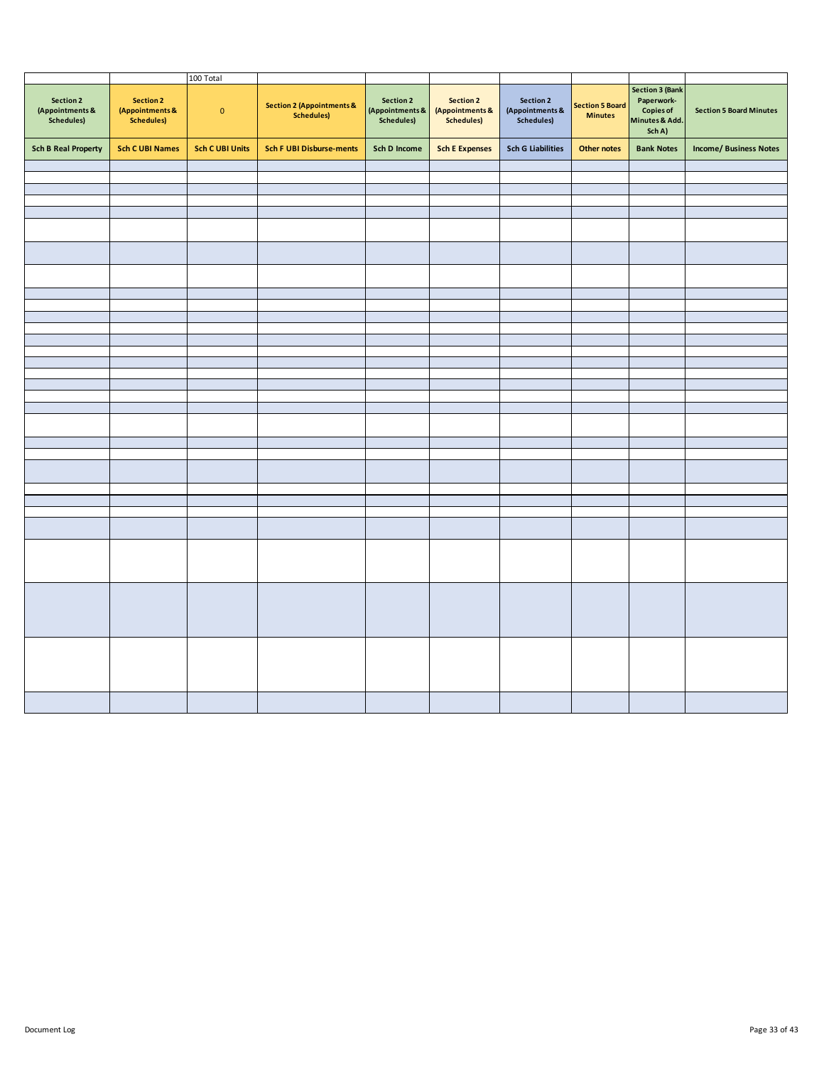| | | 100 Total | | | | | | | |
|---|---|---|---|---|---|---|---|---|---|
| Section 2 (Appointments & Schedules) | Section 2 (Appointments & Schedules) | 0 | Section 2 (Appointments & Schedules) | Section 2 (Appointments & Schedules) | Section 2 (Appointments & Schedules) | Section 2 (Appointments & Schedules) | Section 5 Board Minutes | Section 3 (Bank Paperwork-Copies of Minutes & Add. Sch A) | Section 5 Board Minutes |
| **Sch B Real Property** | **Sch C UBI Names** | **Sch C UBI Units** | **Sch F UBI Disburse-ments** | **Sch D Income** | **Sch E Expenses** | **Sch G Liabilities** | **Other notes** | **Bank Notes** | **Income/ Business Notes** |
| | | | | | | | | | |
| | | | | | | | | | |
| | | | | | | | | | |
| | | | | | | | | | |
| | | | | | | | | | |
| | | | | | | | | | |
| | | | | | | | | | |
| | | | | | | | | | |
| | | | | | | | | | |
| | | | | | | | | | |
| | | | | | | | | | |
| | | | | | | | | | |
| | | | | | | | | | |
| | | | | | | | | | |
| | | | | | | | | | |
| | | | | | | | | | |
| | | | | | | | | | |
| | | | | | | | | | |
| | | | | | | | | | |
| | | | | | | | | | |
| | | | | | | | | | |
| | | | | | | | | | |
| | | | | | | | | | |
| | | | | | | | | | |
| | | | | | | | | | |
| | | | | | | | | | |
| | | | | | | | | | |
| | | | | | | | | | |
| | | | | | | | | | |
| | | | | | | | | | |
| | | | | | | | | | |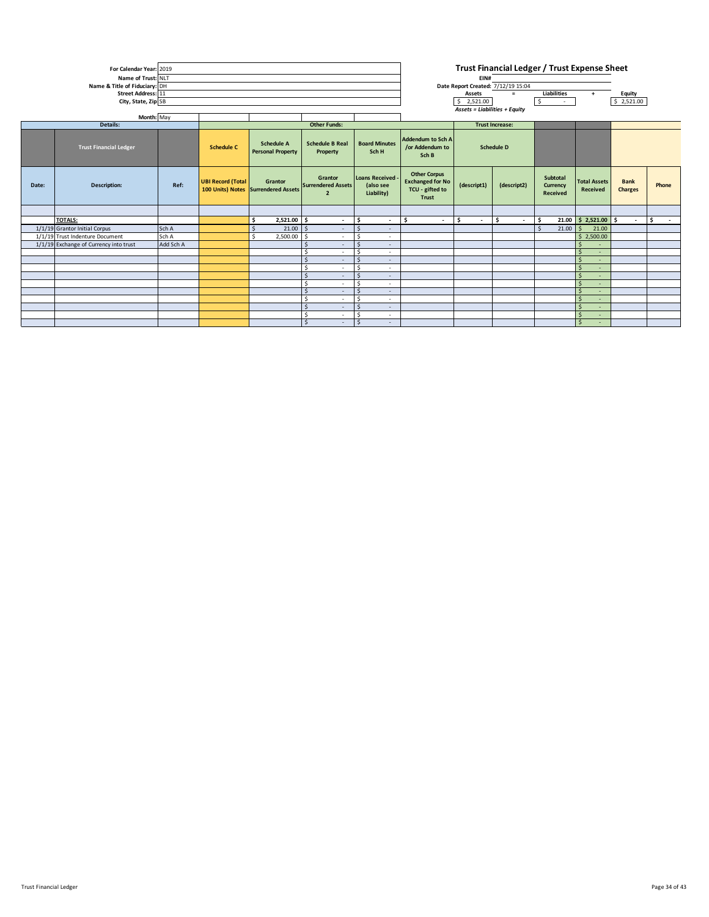| | |
|---|---|
| For Calendar Year: | 2019 |
| Name of Trust: | NLT |
| Name & Title of Fiduciary: | DH |
| Street Address: | 11 |
| City, State, Zip | SB |
| Month: | May |

# Trust Financial Ledger / Trust Expense Sheet

EIN#

Date Report Created: 7/12/19 15:04

| Assets | = | Liabilities | + | Equity |
|---|---|---|---|---|
| $ 2,521.00 | | $ - | | $ 2,521.00 |

*Assets = Liabilities + Equity*

| Details: | | | | Other Funds: | | | | Trust Increase: | | | | | |
|---|---|---|---|---|---|---|---|---|---|---|---|---|---|
| Trust Financial Ledger | | | Schedule C | Schedule A Personal Property | Schedule B Real Property | Board Minutes Sch H | Addendum to Sch A /or Addendum to Sch B | Schedule D | | | | | |
| Date: | Description: | Ref: | UBI Record (Total 100 Units) Notes | Grantor Surrendered Assets | Grantor Surrendered Assets 2 | Loans Received - (also see Liability) | Other Corpus Exchanged for No TCU - gifted to Trust | (descript1) | (descript2) | Subtotal Currency Received | Total Assets Received | Bank Charges | Phone |
| | | | | | | | | | | | | | |
| | **TOTALS:** | | | $ 2,521.00 | $ - | $ - | $ - | $ - | $ - | $ 21.00 | $ 2,521.00 | $ - | $ - |
| 1/1/19 | Grantor Initial Corpus | Sch A | | $ 21.00 | $ - | $ - | | | | $ 21.00 | $ 21.00 | | |
| 1/1/19 | Trust Indenture Document | Sch A | | $ 2,500.00 | $ - | $ - | | | | | $ 2,500.00 | | |
| 1/1/19 | Exchange of Currency into trust | Add Sch A | | | $ - | $ - | | | | | $ - | | |
| | | | | | $ - | $ - | | | | | $ - | | |
| | | | | | $ - | $ - | | | | | $ - | | |
| | | | | | $ - | $ - | | | | | $ - | | |
| | | | | | $ - | $ - | | | | | $ - | | |
| | | | | | $ - | $ - | | | | | $ - | | |
| | | | | | $ - | $ - | | | | | $ - | | |
| | | | | | $ - | $ - | | | | | $ - | | |
| | | | | | $ - | $ - | | | | | $ - | | |
| | | | | | $ - | $ - | | | | | $ - | | |
| | | | | | $ - | $ - | | | | | $ - | | |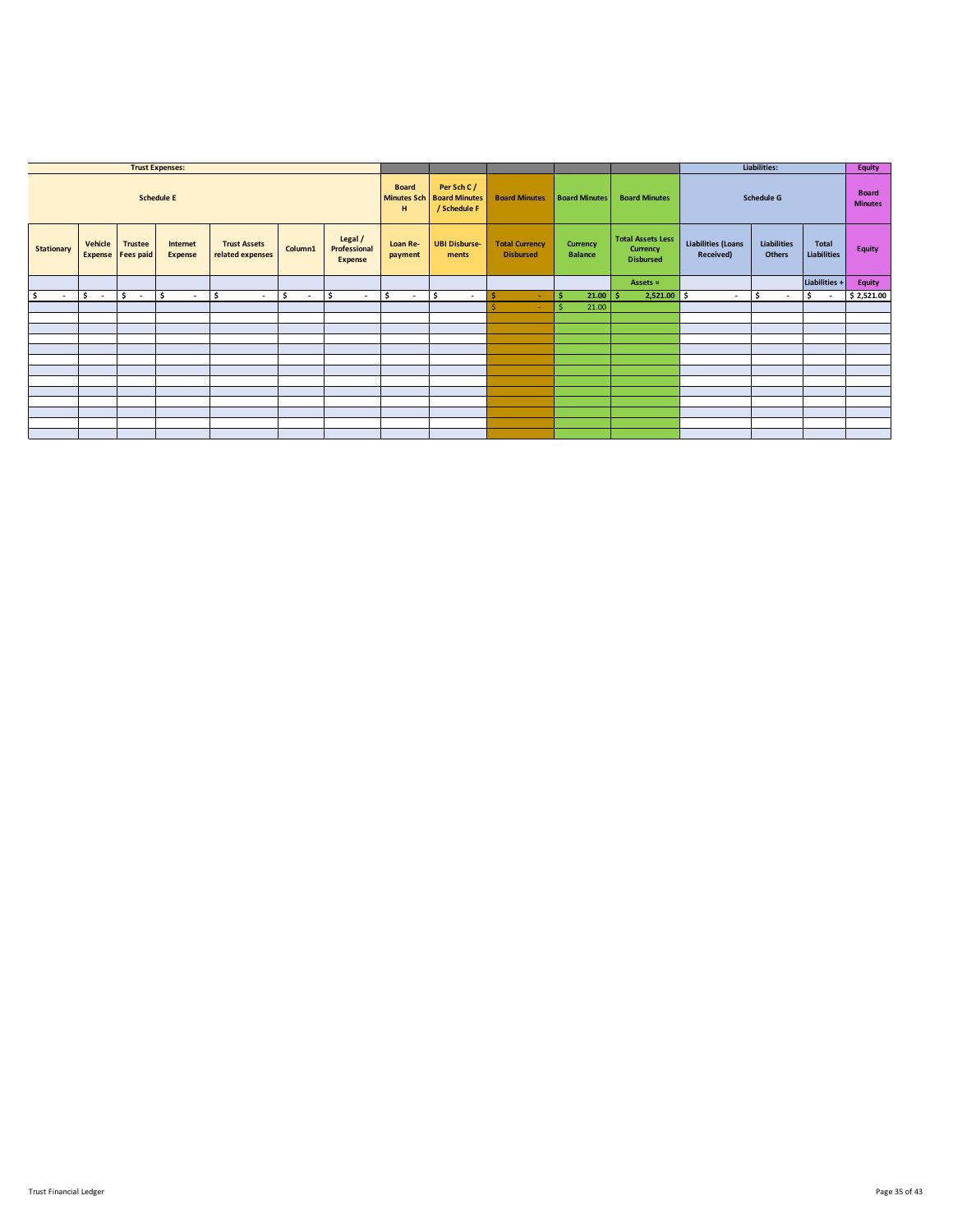| Trust Expenses: | | | | | | | | | | | | | Liabilities: | | | Equity |
|---|---|---|---|---|---|---|---|---|---|---|---|---|---|---|---|
| Schedule E | | | | | | | Board Minutes Sch H | Per Sch C / Board Minutes / Schedule F | Board Minutes | Board Minutes | Board Minutes | Schedule G | | | Board Minutes |
| Stationary | Vehicle Expense | Trustee Fees paid | Internet Expense | Trust Assets related expenses | Column1 | Legal / Professional Expense | Loan Re-payment | UBI Disburse-ments | Total Currency Disbursed | Currency Balance | Total Assets Less Currency Disbursed | Liabilities (Loans Received) | Liabilities Others | Total Liabilities | Equity |
| | | | | | | | | | | | Assets = | | | Liabilities + | Equity |
| $ - | $ - | $ - | $ - | $ - | $ - | $ - | $ - | $ - | $ - | $ 21.00 | $ 2,521.00 | $ - | $ - | $ - | $ 2,521.00 |
| | | | | | | | | | $ - | $ 21.00 | | | | | |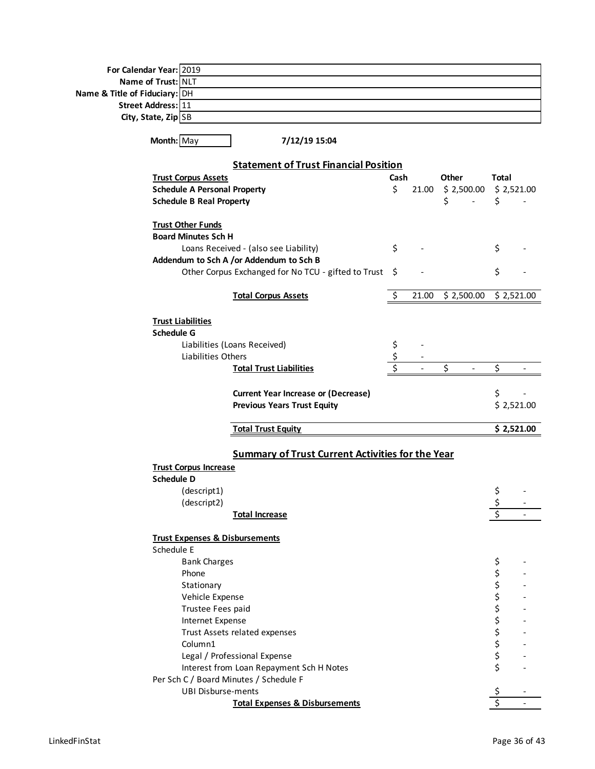| | |
|---|---|
| **For Calendar Year:** | 2019 |
| **Name of Trust:** | NLT |
| **Name & Title of Fiduciary:** | DH |
| **Street Address:** | 11 |
| **City, State, Zip** | SB |

**Month:** May **7/12/19 15:04**

## Statement of Trust Financial Position

| **Trust Corpus Assets** | **Cash** | **Other** | **Total** |
|---|---|---|---|
| **Schedule A Personal Property** | $ 21.00 | $ 2,500.00 | $ 2,521.00 |
| **Schedule B Real Property** | | $ - | $ - |
| | | | |
| **Trust Other Funds** | | | |
| **Board Minutes Sch H** | | | |
| Loans Received - (also see Liability) | $ - | | $ - |
| **Addendum to Sch A /or Addendum to Sch B** | | | |
| Other Corpus Exchanged for No TCU - gifted to Trust | $ - | | $ - |
| | | | |
| **Total Corpus Assets** | $ 21.00 | $ 2,500.00 | $ 2,521.00 |
| | | | |
| **Trust Liabilities** | | | |
| **Schedule G** | | | |
| Liabilities (Loans Received) | $ - | | |
| Liabilities Others | $ - | | |
| **Total Trust Liabilities** | $ - | $ - | $ - |
| | | | |
| **Current Year Increase or (Decrease)** | | | $ - |
| **Previous Years Trust Equity** | | | $ 2,521.00 |
| | | | |
| **Total Trust Equity** | | | **$ 2,521.00** |

## Summary of Trust Current Activities for the Year

| **Trust Corpus Increase** | |
|---|---|
| **Schedule D** | |
| (descript1) | $ - |
| (descript2) | $ - |
| **Total Increase** | $ - |
| | |
| **Trust Expenses & Disbursements** | |
| Schedule E | |
| Bank Charges | $ - |
| Phone | $ - |
| Stationary | $ - |
| Vehicle Expense | $ - |
| Trustee Fees paid | $ - |
| Internet Expense | $ - |
| Trust Assets related expenses | $ - |
| Column1 | $ - |
| Legal / Professional Expense | $ - |
| Interest from Loan Repayment Sch H Notes | $ - |
| Per Sch C / Board Minutes / Schedule F | |
| UBI Disburse-ments | $ - |
| **Total Expenses & Disbursements** | $ - |

LinkedFinStat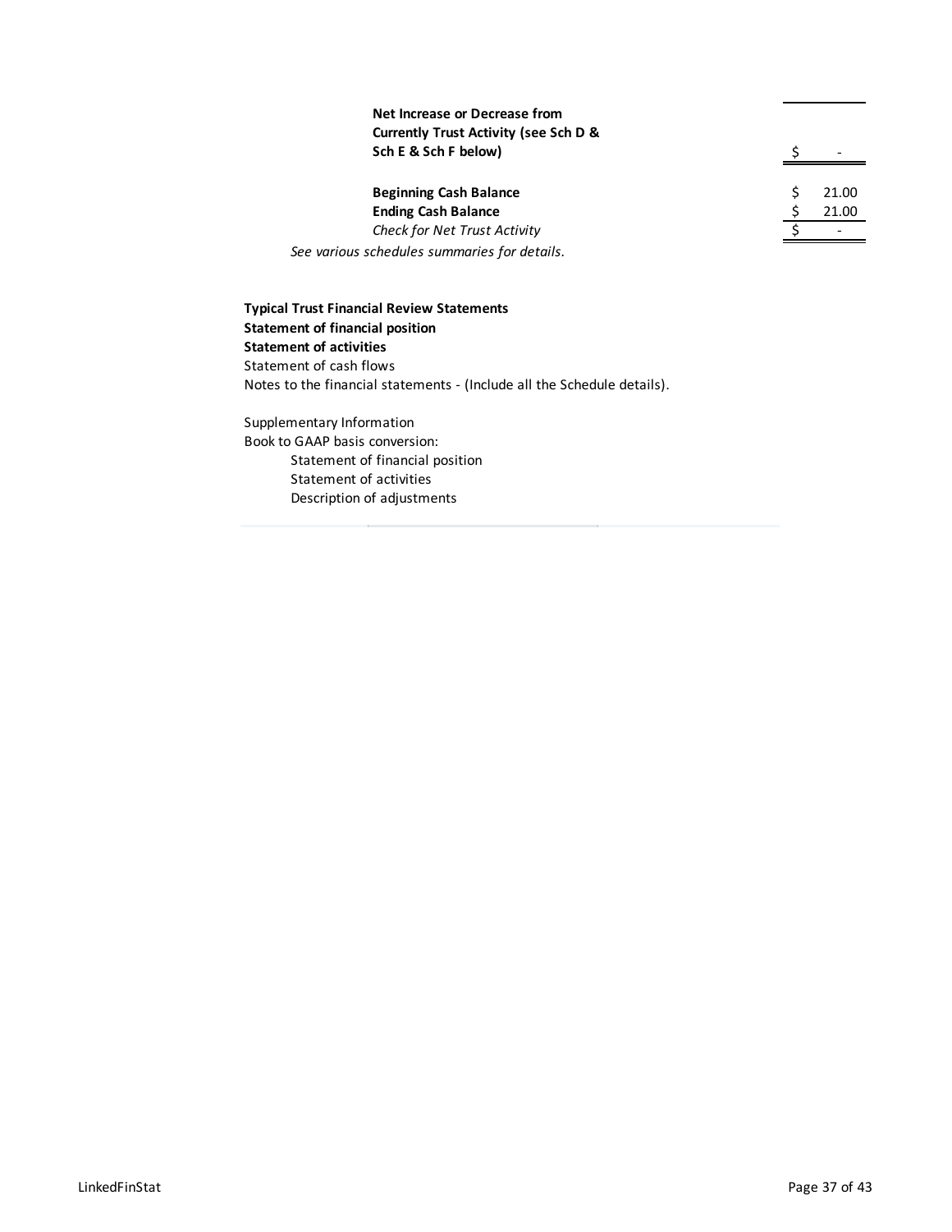| | |
|---|---|
| **Net Increase or Decrease from Currently Trust Activity (see Sch D & Sch E & Sch F below)** | $ - |
| **Beginning Cash Balance** | $ 21.00 |
| **Ending Cash Balance** | $ 21.00 |
| *Check for Net Trust Activity* | $ - |

*See various schedules summaries for details.*

**Typical Trust Financial Review Statements**
**Statement of financial position**
**Statement of activities**
Statement of cash flows
Notes to the financial statements - (Include all the Schedule details).

Supplementary Information
Book to GAAP basis conversion:

- Statement of financial position
- Statement of activities
- Description of adjustments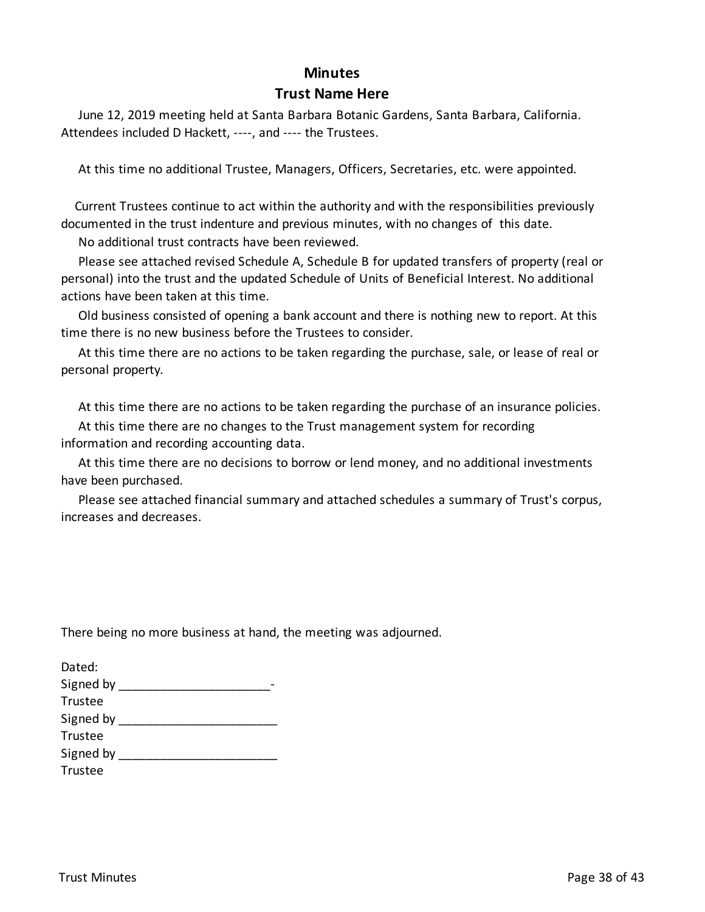# Minutes

## Trust Name Here

June 12, 2019 meeting held at Santa Barbara Botanic Gardens, Santa Barbara, California. Attendees included D Hackett, ----, and ---- the Trustees.

At this time no additional Trustee, Managers, Officers, Secretaries, etc. were appointed.

Current Trustees continue to act within the authority and with the responsibilities previously documented in the trust indenture and previous minutes, with no changes of this date.

No additional trust contracts have been reviewed.

Please see attached revised Schedule A, Schedule B for updated transfers of property (real or personal) into the trust and the updated Schedule of Units of Beneficial Interest. No additional actions have been taken at this time.

Old business consisted of opening a bank account and there is nothing new to report. At this time there is no new business before the Trustees to consider.

At this time there are no actions to be taken regarding the purchase, sale, or lease of real or personal property.

At this time there are no actions to be taken regarding the purchase of an insurance policies.

At this time there are no changes to the Trust management system for recording information and recording accounting data.

At this time there are no decisions to borrow or lend money, and no additional investments have been purchased.

Please see attached financial summary and attached schedules a summary of Trust's corpus, increases and decreases.

There being no more business at hand, the meeting was adjourned.

Dated:
Signed by ______________________-
Trustee
Signed by _______________________
Trustee
Signed by _______________________
Trustee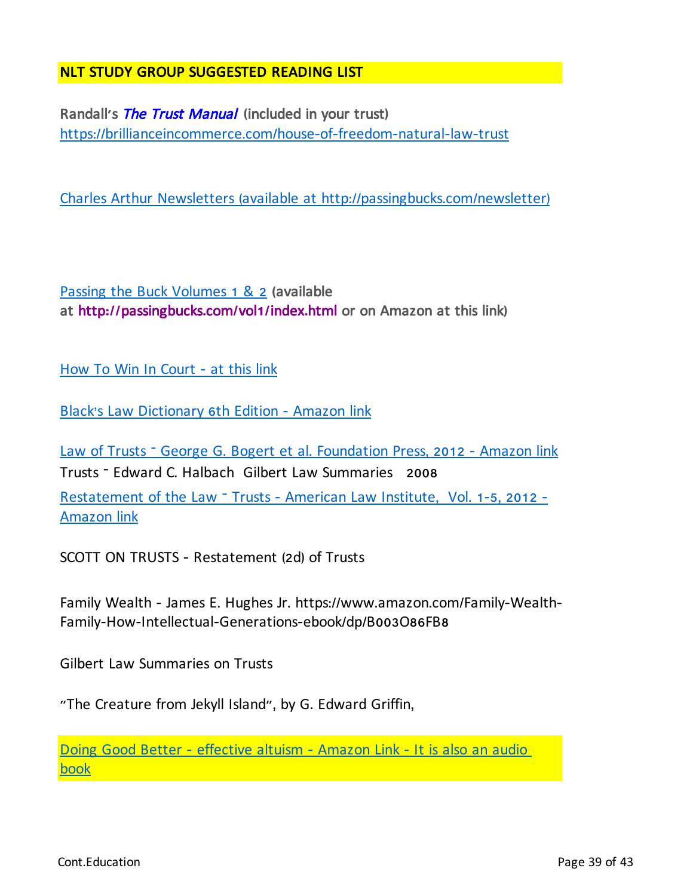**NLT STUDY GROUP SUGGESTED READING LIST**

**Randall's *The Trust Manual* (included in your trust)**
https://brillianceincommerce.com/house-of-freedom-natural-law-trust

Charles Arthur Newsletters (available at http://passingbucks.com/newsletter)

Passing the Buck Volumes 1 & 2 **(available at http://passingbucks.com/vol1/index.html or on Amazon at this link)**

How To Win In Court - at this link

Black's Law Dictionary 6th Edition - Amazon link

Law of Trusts – George G. Bogert et al. Foundation Press, 2012 - Amazon link

Trusts – Edward C. Halbach Gilbert Law Summaries 2008

Restatement of the Law – Trusts - American Law Institute, Vol. 1-5, 2012 - Amazon link

SCOTT ON TRUSTS - Restatement (2d) of Trusts

Family Wealth - James E. Hughes Jr. https://www.amazon.com/Family-Wealth-Family-How-Intellectual-Generations-ebook/dp/B003O86FB8

Gilbert Law Summaries on Trusts

"The Creature from Jekyll Island", by G. Edward Griffin,

Doing Good Better - effective altuism - Amazon Link - It is also an audio book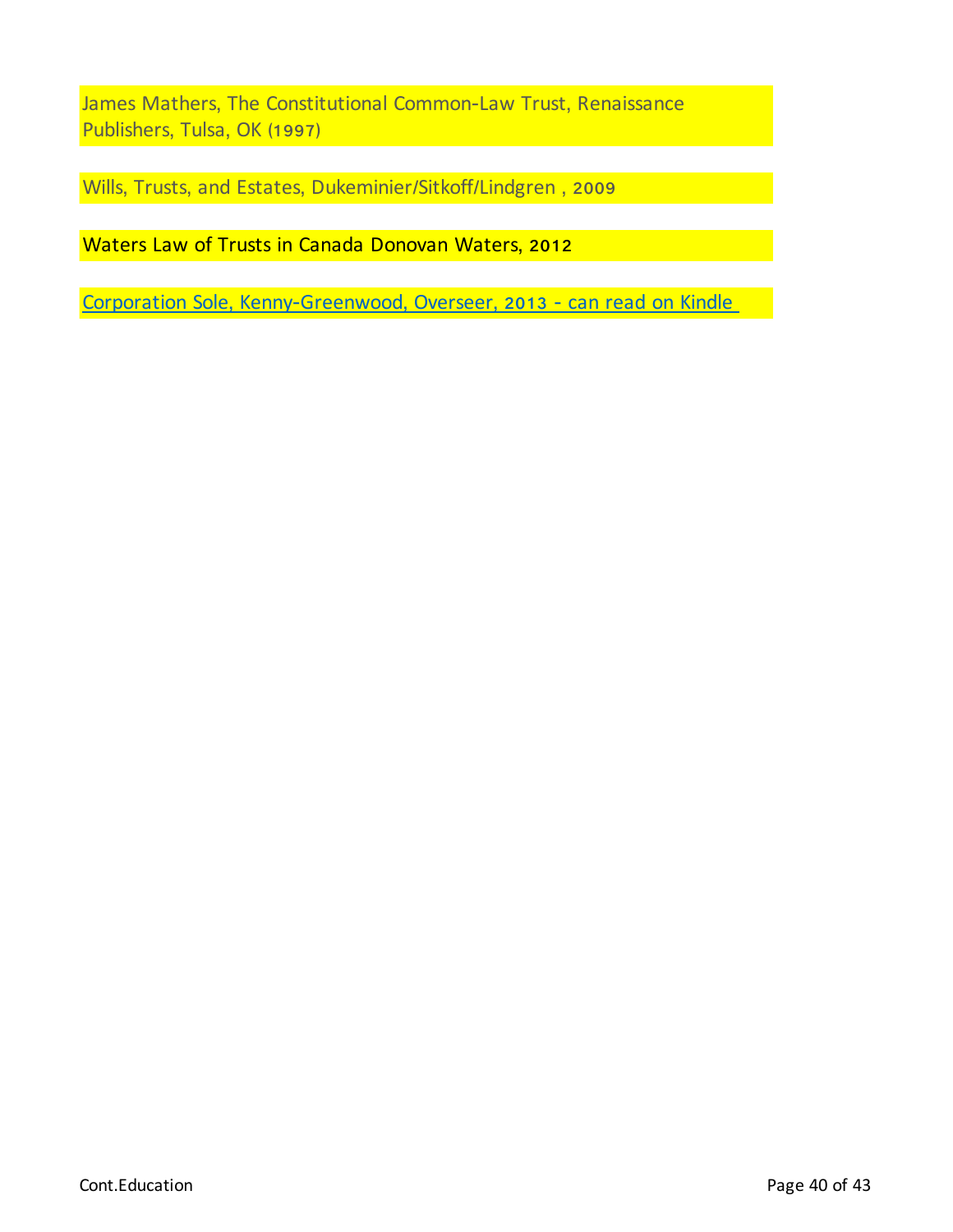James Mathers, The Constitutional Common-Law Trust, Renaissance Publishers, Tulsa, OK (1997)

Wills, Trusts, and Estates, Dukeminier/Sitkoff/Lindgren , 2009

Waters Law of Trusts in Canada Donovan Waters, 2012

Corporation Sole, Kenny-Greenwood, Overseer, 2013 - can read on Kindle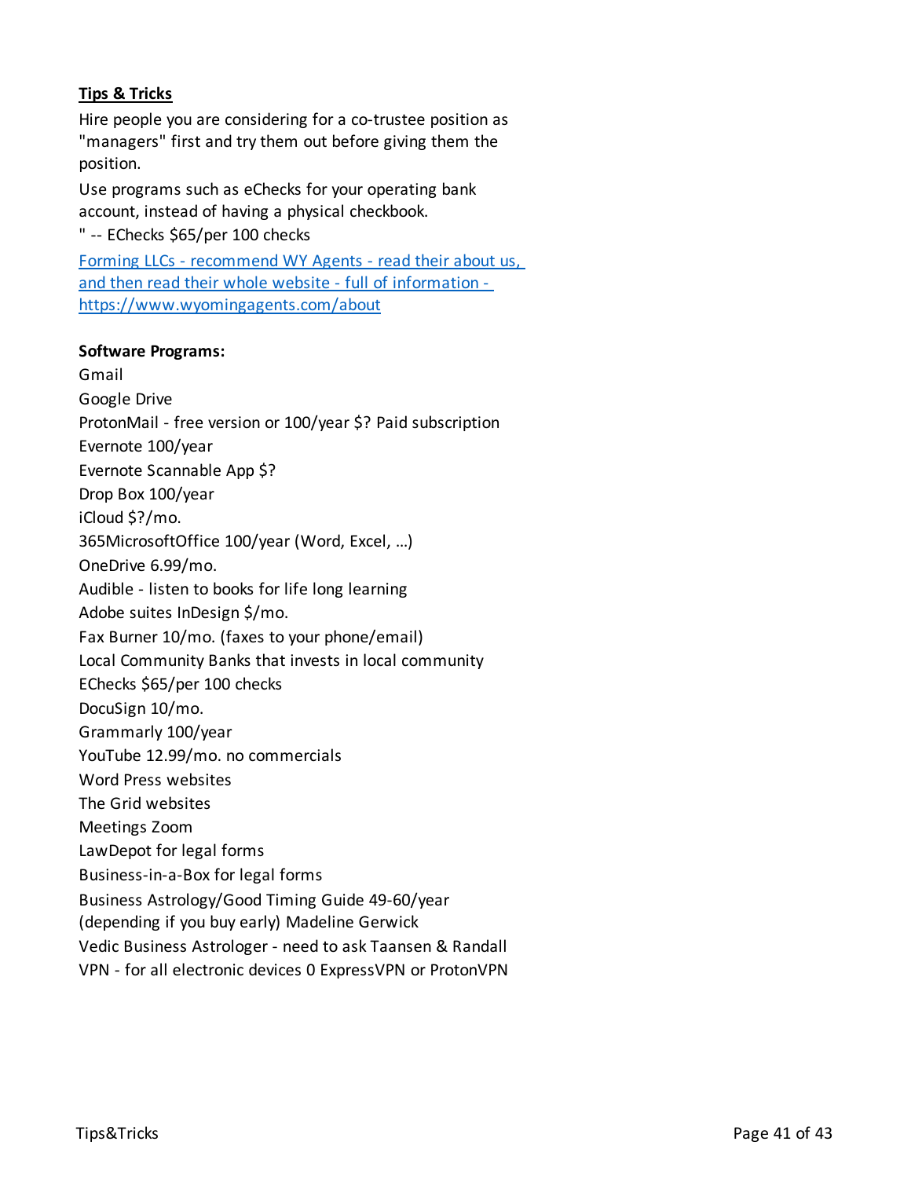**Tips & Tricks**

Hire people you are considering for a co-trustee position as "managers" first and try them out before giving them the position.

Use programs such as eChecks for your operating bank account, instead of having a physical checkbook.

" -- EChecks $65/per 100 checks

[Forming LLCs - recommend WY Agents - read their about us, and then read their whole website - full of information - https://www.wyomingagents.com/about](https://www.wyomingagents.com/about)

**Software Programs:**

Gmail

Google Drive

ProtonMail - free version or 100/year $? Paid subscription

Evernote 100/year

Evernote Scannable App $?

Drop Box 100/year

iCloud $?/mo.

365MicrosoftOffice 100/year (Word, Excel, ...)

OneDrive 6.99/mo.

Audible - listen to books for life long learning

Adobe suites InDesign $/mo.

Fax Burner 10/mo. (faxes to your phone/email)

Local Community Banks that invests in local community

EChecks $65/per 100 checks

DocuSign 10/mo.

Grammarly 100/year

YouTube 12.99/mo. no commercials

Word Press websites

The Grid websites

Meetings Zoom

LawDepot for legal forms

Business-in-a-Box for legal forms

Business Astrology/Good Timing Guide 49-60/year (depending if you buy early) Madeline Gerwick

Vedic Business Astrologer - need to ask Taansen & Randall

VPN - for all electronic devices 0 ExpressVPN or ProtonVPN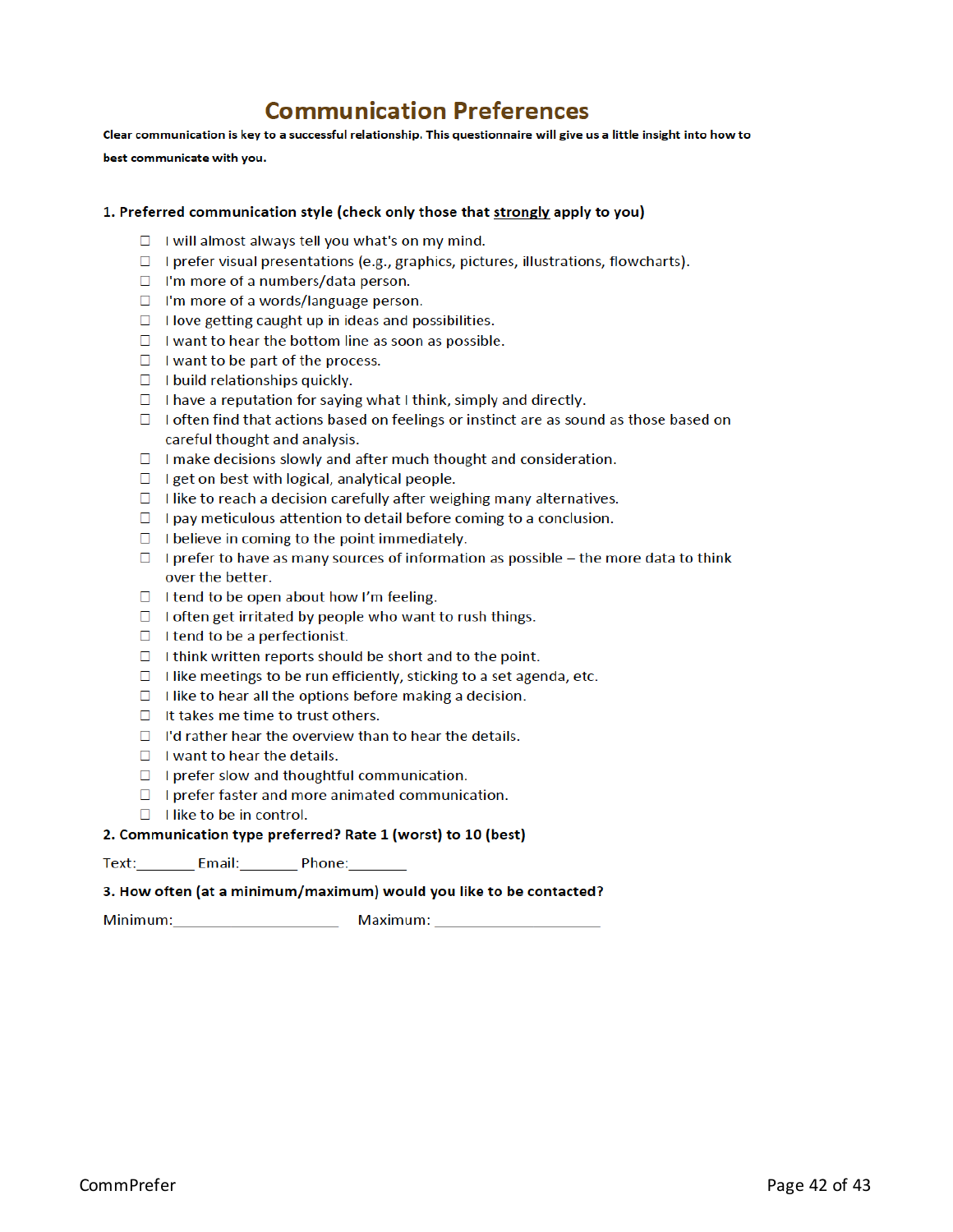# Communication Preferences

**Clear communication is key to a successful relationship. This questionnaire will give us a little insight into how to best communicate with you.**

**1. Preferred communication style (check only those that <u>strongly</u> apply to you)**

- ☐ I will almost always tell you what's on my mind.
- ☐ I prefer visual presentations (e.g., graphics, pictures, illustrations, flowcharts).
- ☐ I'm more of a numbers/data person.
- ☐ I'm more of a words/language person.
- ☐ I love getting caught up in ideas and possibilities.
- ☐ I want to hear the bottom line as soon as possible.
- ☐ I want to be part of the process.
- ☐ I build relationships quickly.
- ☐ I have a reputation for saying what I think, simply and directly.
- ☐ I often find that actions based on feelings or instinct are as sound as those based on careful thought and analysis.
- ☐ I make decisions slowly and after much thought and consideration.
- ☐ I get on best with logical, analytical people.
- ☐ I like to reach a decision carefully after weighing many alternatives.
- ☐ I pay meticulous attention to detail before coming to a conclusion.
- ☐ I believe in coming to the point immediately.
- ☐ I prefer to have as many sources of information as possible – the more data to think over the better.
- ☐ I tend to be open about how I'm feeling.
- ☐ I often get irritated by people who want to rush things.
- ☐ I tend to be a perfectionist.
- ☐ I think written reports should be short and to the point.
- ☐ I like meetings to be run efficiently, sticking to a set agenda, etc.
- ☐ I like to hear all the options before making a decision.
- ☐ It takes me time to trust others.
- ☐ I'd rather hear the overview than to hear the details.
- ☐ I want to hear the details.
- ☐ I prefer slow and thoughtful communication.
- ☐ I prefer faster and more animated communication.
- ☐ I like to be in control.

**2. Communication type preferred? Rate 1 (worst) to 10 (best)**

Text:_______ Email:_______ Phone:_______

**3. How often (at a minimum/maximum) would you like to be contacted?**

Minimum:____________________ Maximum: ____________________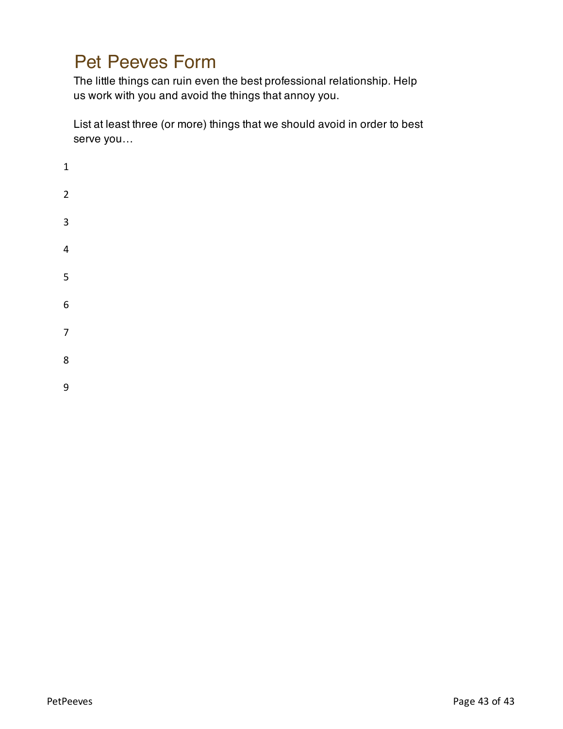# Pet Peeves Form

The little things can ruin even the best professional relationship. Help us work with you and avoid the things that annoy you.

List at least three (or more) things that we should avoid in order to best serve you…

1

2

3

4

5

6

7

8

9